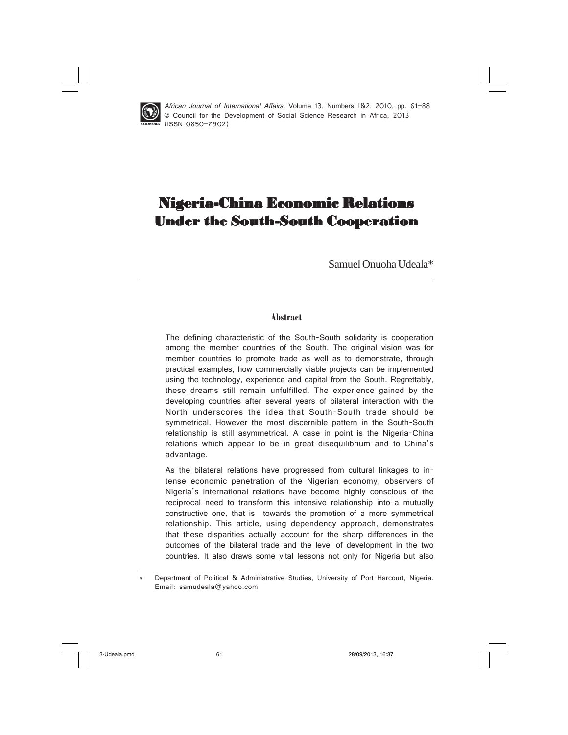# Nigeria-China Economic Relations Under the South-South Cooperation

Samuel Onuoha Udeala*

## Abstract

The defining characteristic of the South-South solidarity is cooperation among the member countries of the South. The original vision was for member countries to promote trade as well as to demonstrate, through practical examples, how commercially viable projects can be implemented using the technology, experience and capital from the South. Regrettably, these dreams still remain unfulfilled. The experience gained by the developing countries after several years of bilateral interaction with the North underscores the idea that South-South trade should be symmetrical. However the most discernible pattern in the South-South relationship is still asymmetrical. A case in point is the Nigeria-China relations which appear to be in great disequilibrium and to China's advantage.

As the bilateral relations have progressed from cultural linkages to intense economic penetration of the Nigerian economy, observers of Nigeria's international relations have become highly conscious of the reciprocal need to transform this intensive relationship into a mutually constructive one, that is towards the promotion of a more symmetrical relationship. This article, using dependency approach, demonstrates that these disparities actually account for the sharp differences in the outcomes of the bilateral trade and the level of development in the two countries. It also draws some vital lessons not only for Nigeria but also

---

* Department of Political & Administrative Studies, University of Port Harcourt, Nigeria. Email: samudeala@yahoo.com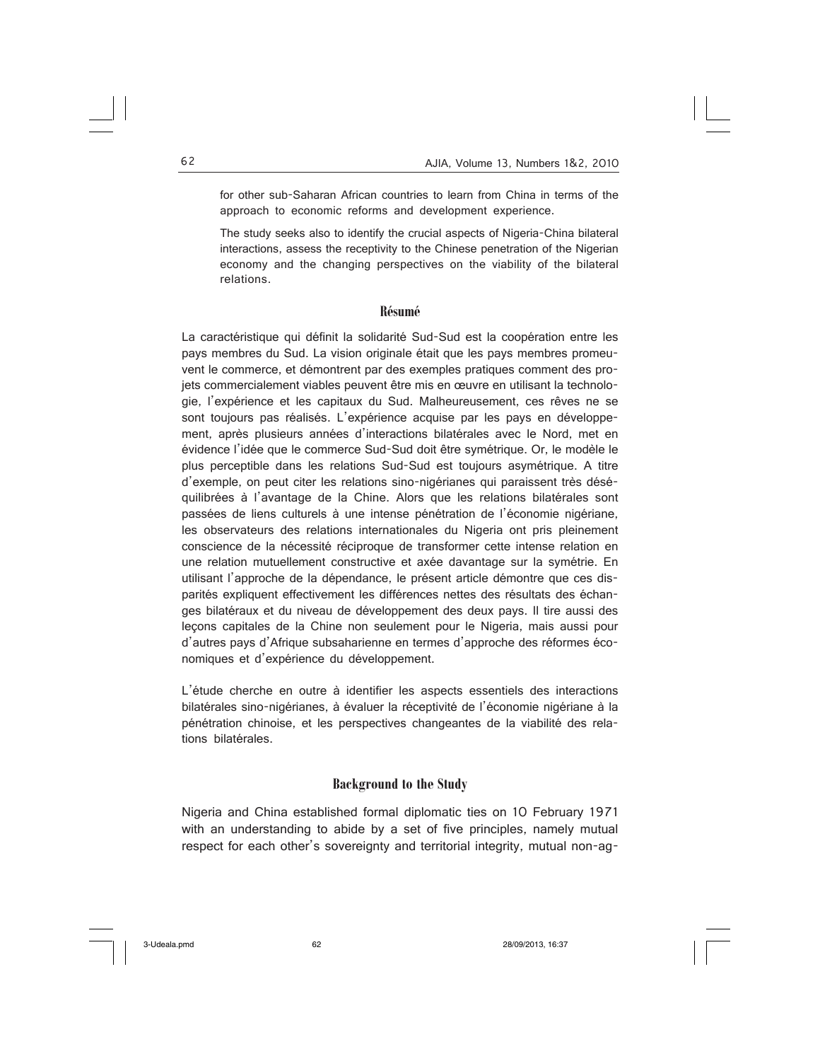for other sub-Saharan African countries to learn from China in terms of the approach to economic reforms and development experience.

The study seeks also to identify the crucial aspects of Nigeria-China bilateral interactions, assess the receptivity to the Chinese penetration of the Nigerian economy and the changing perspectives on the viability of the bilateral relations.

## Résumé

La caractéristique qui définit la solidarité Sud-Sud est la coopération entre les pays membres du Sud. La vision originale était que les pays membres promeuvent le commerce, et démontrent par des exemples pratiques comment des projets commercialement viables peuvent être mis en œuvre en utilisant la technologie, l'expérience et les capitaux du Sud. Malheureusement, ces rêves ne se sont toujours pas réalisés. L'expérience acquise par les pays en développement, après plusieurs années d'interactions bilatérales avec le Nord, met en évidence l'idée que le commerce Sud-Sud doit être symétrique. Or, le modèle le plus perceptible dans les relations Sud-Sud est toujours asymétrique. A titre d'exemple, on peut citer les relations sino-nigérianes qui paraissent très déséquilibrées à l'avantage de la Chine. Alors que les relations bilatérales sont passées de liens culturels à une intense pénétration de l'économie nigériane, les observateurs des relations internationales du Nigeria ont pris pleinement conscience de la nécessité réciproque de transformer cette intense relation en une relation mutuellement constructive et axée davantage sur la symétrie. En utilisant l'approche de la dépendance, le présent article démontre que ces disparités expliquent effectivement les différences nettes des résultats des échanges bilatéraux et du niveau de développement des deux pays. Il tire aussi des leçons capitales de la Chine non seulement pour le Nigeria, mais aussi pour d'autres pays d'Afrique subsaharienne en termes d'approche des réformes économiques et d'expérience du développement.

L'étude cherche en outre à identifier les aspects essentiels des interactions bilatérales sino-nigérianes, à évaluer la réceptivité de l'économie nigériane à la pénétration chinoise, et les perspectives changeantes de la viabilité des relations bilatérales.

## Background to the Study

Nigeria and China established formal diplomatic ties on 10 February 1971 with an understanding to abide by a set of five principles, namely mutual respect for each other's sovereignty and territorial integrity, mutual non-ag-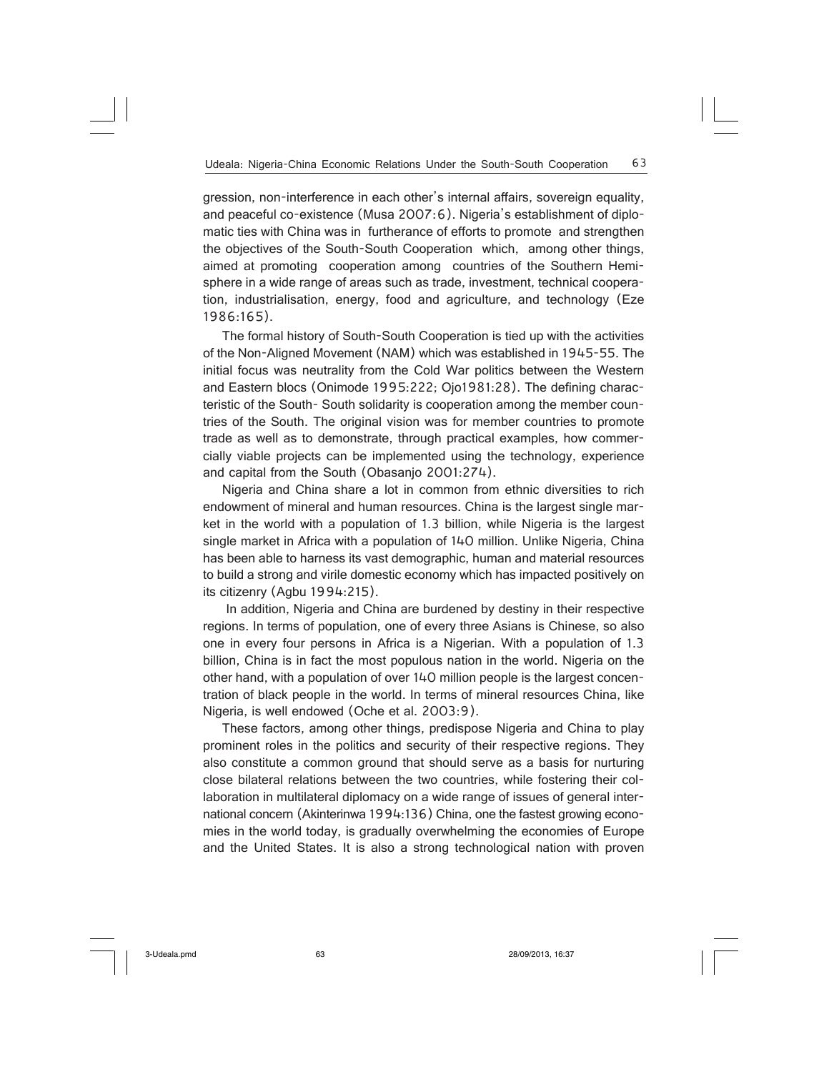gression, non-interference in each other's internal affairs, sovereign equality, and peaceful co-existence (Musa 2007:6). Nigeria's establishment of diplomatic ties with China was in furtherance of efforts to promote and strengthen the objectives of the South-South Cooperation which, among other things, aimed at promoting cooperation among countries of the Southern Hemisphere in a wide range of areas such as trade, investment, technical cooperation, industrialisation, energy, food and agriculture, and technology (Eze 1986:165).

The formal history of South-South Cooperation is tied up with the activities of the Non-Aligned Movement (NAM) which was established in 1945-55. The initial focus was neutrality from the Cold War politics between the Western and Eastern blocs (Onimode 1995:222; Ojo1981:28). The defining characteristic of the South- South solidarity is cooperation among the member countries of the South. The original vision was for member countries to promote trade as well as to demonstrate, through practical examples, how commercially viable projects can be implemented using the technology, experience and capital from the South (Obasanjo 2001:274).

Nigeria and China share a lot in common from ethnic diversities to rich endowment of mineral and human resources. China is the largest single market in the world with a population of 1.3 billion, while Nigeria is the largest single market in Africa with a population of 140 million. Unlike Nigeria, China has been able to harness its vast demographic, human and material resources to build a strong and virile domestic economy which has impacted positively on its citizenry (Agbu 1994:215).

In addition, Nigeria and China are burdened by destiny in their respective regions. In terms of population, one of every three Asians is Chinese, so also one in every four persons in Africa is a Nigerian. With a population of 1.3 billion, China is in fact the most populous nation in the world. Nigeria on the other hand, with a population of over 140 million people is the largest concentration of black people in the world. In terms of mineral resources China, like Nigeria, is well endowed (Oche et al. 2003:9).

These factors, among other things, predispose Nigeria and China to play prominent roles in the politics and security of their respective regions. They also constitute a common ground that should serve as a basis for nurturing close bilateral relations between the two countries, while fostering their collaboration in multilateral diplomacy on a wide range of issues of general international concern (Akinterinwa 1994:136) China, one the fastest growing economies in the world today, is gradually overwhelming the economies of Europe and the United States. It is also a strong technological nation with proven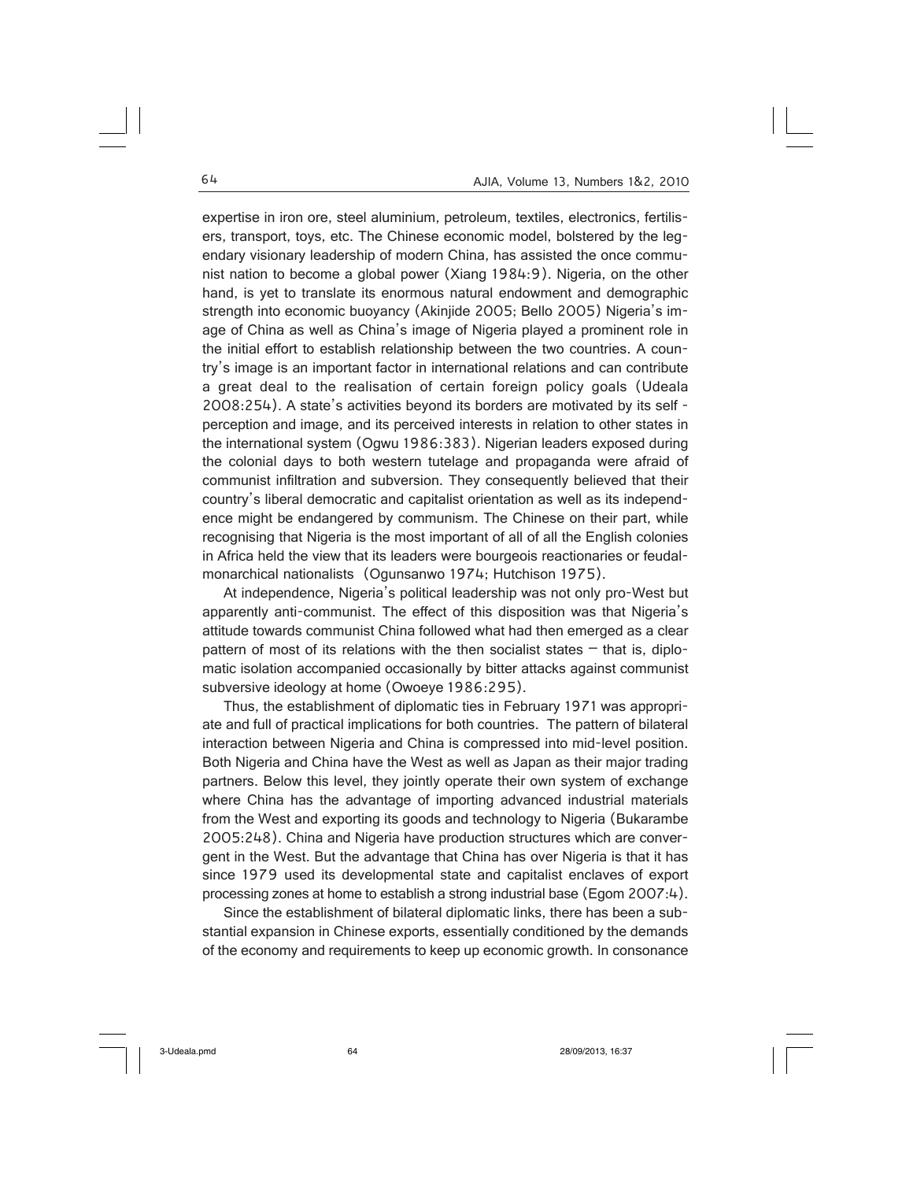expertise in iron ore, steel aluminium, petroleum, textiles, electronics, fertilisers, transport, toys, etc. The Chinese economic model, bolstered by the legendary visionary leadership of modern China, has assisted the once communist nation to become a global power (Xiang 1984:9). Nigeria, on the other hand, is yet to translate its enormous natural endowment and demographic strength into economic buoyancy (Akinjide 2005; Bello 2005) Nigeria's image of China as well as China's image of Nigeria played a prominent role in the initial effort to establish relationship between the two countries. A country's image is an important factor in international relations and can contribute a great deal to the realisation of certain foreign policy goals (Udeala 2008:254). A state's activities beyond its borders are motivated by its self - perception and image, and its perceived interests in relation to other states in the international system (Ogwu 1986:383). Nigerian leaders exposed during the colonial days to both western tutelage and propaganda were afraid of communist infiltration and subversion. They consequently believed that their country's liberal democratic and capitalist orientation as well as its independence might be endangered by communism. The Chinese on their part, while recognising that Nigeria is the most important of all of all the English colonies in Africa held the view that its leaders were bourgeois reactionaries or feudal-monarchical nationalists (Ogunsanwo 1974; Hutchison 1975).

At independence, Nigeria's political leadership was not only pro-West but apparently anti-communist. The effect of this disposition was that Nigeria's attitude towards communist China followed what had then emerged as a clear pattern of most of its relations with the then socialist states – that is, diplomatic isolation accompanied occasionally by bitter attacks against communist subversive ideology at home (Owoeye 1986:295).

Thus, the establishment of diplomatic ties in February 1971 was appropriate and full of practical implications for both countries. The pattern of bilateral interaction between Nigeria and China is compressed into mid-level position. Both Nigeria and China have the West as well as Japan as their major trading partners. Below this level, they jointly operate their own system of exchange where China has the advantage of importing advanced industrial materials from the West and exporting its goods and technology to Nigeria (Bukarambe 2005:248). China and Nigeria have production structures which are convergent in the West. But the advantage that China has over Nigeria is that it has since 1979 used its developmental state and capitalist enclaves of export processing zones at home to establish a strong industrial base (Egom 2007:4).

Since the establishment of bilateral diplomatic links, there has been a substantial expansion in Chinese exports, essentially conditioned by the demands of the economy and requirements to keep up economic growth. In consonance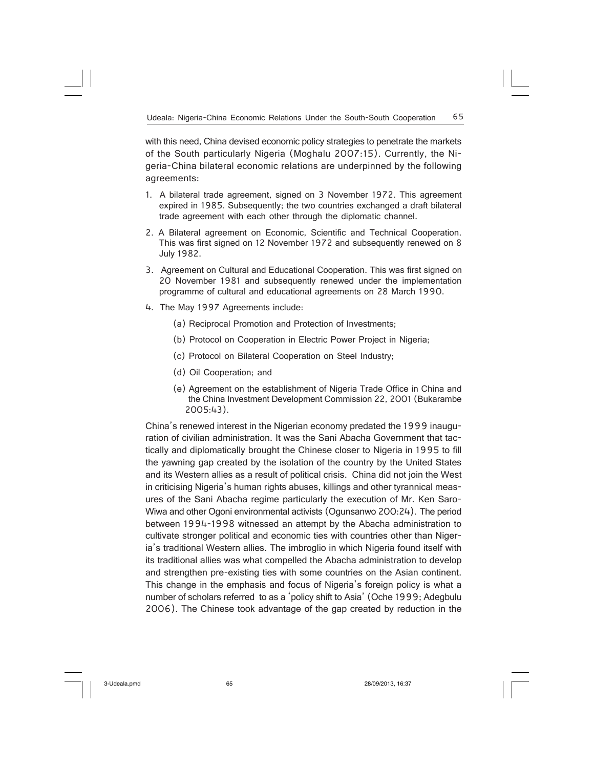with this need, China devised economic policy strategies to penetrate the markets of the South particularly Nigeria (Moghalu 2007:15). Currently, the Nigeria-China bilateral economic relations are underpinned by the following agreements:

1. A bilateral trade agreement, signed on 3 November 1972. This agreement expired in 1985. Subsequently; the two countries exchanged a draft bilateral trade agreement with each other through the diplomatic channel.
2. A Bilateral agreement on Economic, Scientific and Technical Cooperation. This was first signed on 12 November 1972 and subsequently renewed on 8 July 1982.
3. Agreement on Cultural and Educational Cooperation. This was first signed on 20 November 1981 and subsequently renewed under the implementation programme of cultural and educational agreements on 28 March 1990.
4. The May 1997 Agreements include:
   - (a) Reciprocal Promotion and Protection of Investments;
   - (b) Protocol on Cooperation in Electric Power Project in Nigeria;
   - (c) Protocol on Bilateral Cooperation on Steel Industry;
   - (d) Oil Cooperation; and
   - (e) Agreement on the establishment of Nigeria Trade Office in China and the China Investment Development Commission 22, 2001 (Bukarambe 2005:43).

China's renewed interest in the Nigerian economy predated the 1999 inauguration of civilian administration. It was the Sani Abacha Government that tactically and diplomatically brought the Chinese closer to Nigeria in 1995 to fill the yawning gap created by the isolation of the country by the United States and its Western allies as a result of political crisis. China did not join the West in criticising Nigeria's human rights abuses, killings and other tyrannical measures of the Sani Abacha regime particularly the execution of Mr. Ken Saro-Wiwa and other Ogoni environmental activists (Ogunsanwo 200:24). The period between 1994-1998 witnessed an attempt by the Abacha administration to cultivate stronger political and economic ties with countries other than Nigeria's traditional Western allies. The imbroglio in which Nigeria found itself with its traditional allies was what compelled the Abacha administration to develop and strengthen pre-existing ties with some countries on the Asian continent. This change in the emphasis and focus of Nigeria's foreign policy is what a number of scholars referred to as a 'policy shift to Asia' (Oche 1999; Adegbulu 2006). The Chinese took advantage of the gap created by reduction in the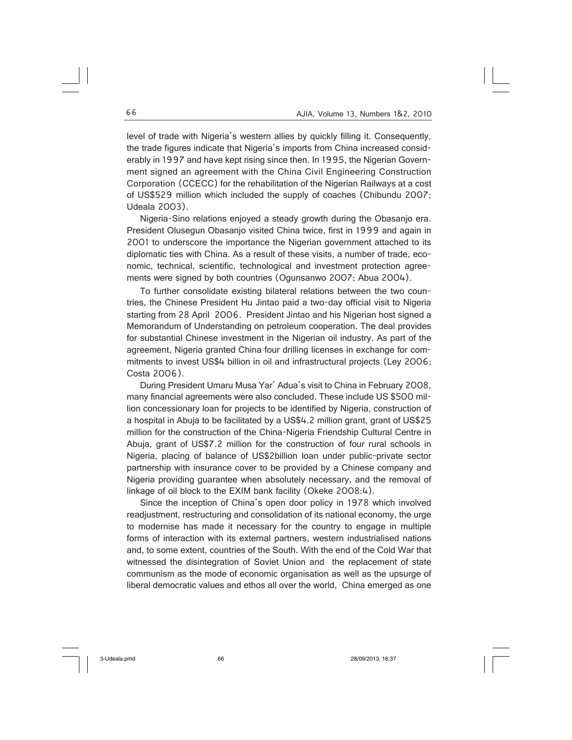level of trade with Nigeria's western allies by quickly filling it. Consequently, the trade figures indicate that Nigeria's imports from China increased considerably in 1997 and have kept rising since then. In 1995, the Nigerian Government signed an agreement with the China Civil Engineering Construction Corporation (CCECC) for the rehabilitation of the Nigerian Railways at a cost of US$529 million which included the supply of coaches (Chibundu 2007; Udeala 2003).

Nigeria-Sino relations enjoyed a steady growth during the Obasanjo era. President Olusegun Obasanjo visited China twice, first in 1999 and again in 2001 to underscore the importance the Nigerian government attached to its diplomatic ties with China. As a result of these visits, a number of trade, economic, technical, scientific, technological and investment protection agreements were signed by both countries (Ogunsanwo 2007; Abua 2004).

To further consolidate existing bilateral relations between the two countries, the Chinese President Hu Jintao paid a two-day official visit to Nigeria starting from 28 April 2006. President Jintao and his Nigerian host signed a Memorandum of Understanding on petroleum cooperation. The deal provides for substantial Chinese investment in the Nigerian oil industry. As part of the agreement, Nigeria granted China four drilling licenses in exchange for commitments to invest US$4 billion in oil and infrastructural projects (Ley 2006; Costa 2006).

During President Umaru Musa Yar' Adua's visit to China in February 2008, many financial agreements were also concluded. These include US $500 million concessionary loan for projects to be identified by Nigeria, construction of a hospital in Abuja to be facilitated by a US$4.2 million grant, grant of US$25 million for the construction of the China-Nigeria Friendship Cultural Centre in Abuja, grant of US$7.2 million for the construction of four rural schools in Nigeria, placing of balance of US$2billion loan under public-private sector partnership with insurance cover to be provided by a Chinese company and Nigeria providing guarantee when absolutely necessary, and the removal of linkage of oil block to the EXIM bank facility (Okeke 2008:4).

Since the inception of China's open door policy in 1978 which involved readjustment, restructuring and consolidation of its national economy, the urge to modernise has made it necessary for the country to engage in multiple forms of interaction with its external partners, western industrialised nations and, to some extent, countries of the South. With the end of the Cold War that witnessed the disintegration of Soviet Union and the replacement of state communism as the mode of economic organisation as well as the upsurge of liberal democratic values and ethos all over the world, China emerged as one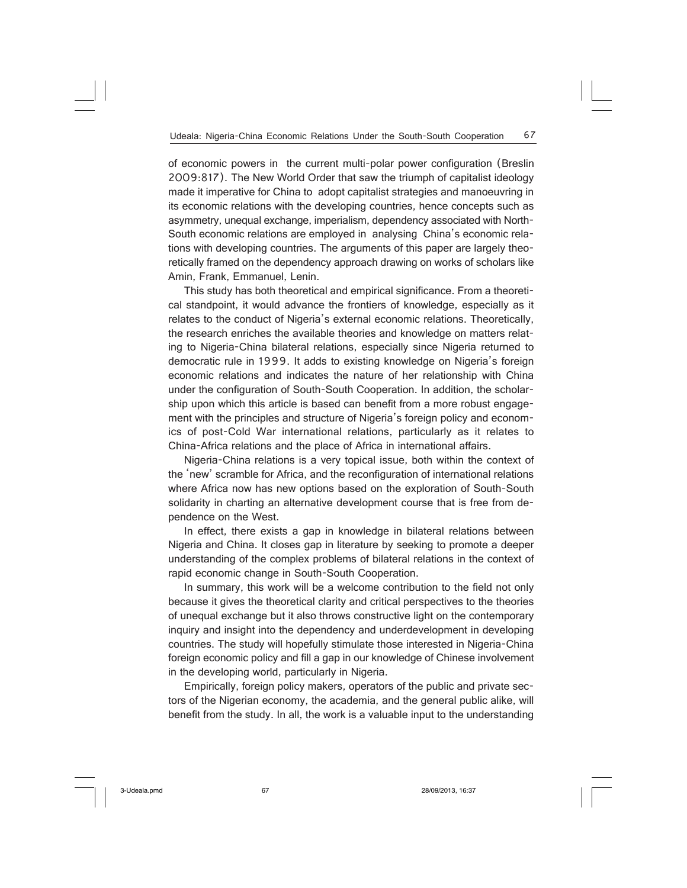of economic powers in the current multi-polar power configuration (Breslin 2009:817). The New World Order that saw the triumph of capitalist ideology made it imperative for China to adopt capitalist strategies and manoeuvring in its economic relations with the developing countries, hence concepts such as asymmetry, unequal exchange, imperialism, dependency associated with North-South economic relations are employed in analysing China's economic relations with developing countries. The arguments of this paper are largely theoretically framed on the dependency approach drawing on works of scholars like Amin, Frank, Emmanuel, Lenin.

This study has both theoretical and empirical significance. From a theoretical standpoint, it would advance the frontiers of knowledge, especially as it relates to the conduct of Nigeria's external economic relations. Theoretically, the research enriches the available theories and knowledge on matters relating to Nigeria-China bilateral relations, especially since Nigeria returned to democratic rule in 1999. It adds to existing knowledge on Nigeria's foreign economic relations and indicates the nature of her relationship with China under the configuration of South-South Cooperation. In addition, the scholarship upon which this article is based can benefit from a more robust engagement with the principles and structure of Nigeria's foreign policy and economics of post-Cold War international relations, particularly as it relates to China-Africa relations and the place of Africa in international affairs.

Nigeria-China relations is a very topical issue, both within the context of the 'new' scramble for Africa, and the reconfiguration of international relations where Africa now has new options based on the exploration of South-South solidarity in charting an alternative development course that is free from dependence on the West.

In effect, there exists a gap in knowledge in bilateral relations between Nigeria and China. It closes gap in literature by seeking to promote a deeper understanding of the complex problems of bilateral relations in the context of rapid economic change in South-South Cooperation.

In summary, this work will be a welcome contribution to the field not only because it gives the theoretical clarity and critical perspectives to the theories of unequal exchange but it also throws constructive light on the contemporary inquiry and insight into the dependency and underdevelopment in developing countries. The study will hopefully stimulate those interested in Nigeria-China foreign economic policy and fill a gap in our knowledge of Chinese involvement in the developing world, particularly in Nigeria.

Empirically, foreign policy makers, operators of the public and private sectors of the Nigerian economy, the academia, and the general public alike, will benefit from the study. In all, the work is a valuable input to the understanding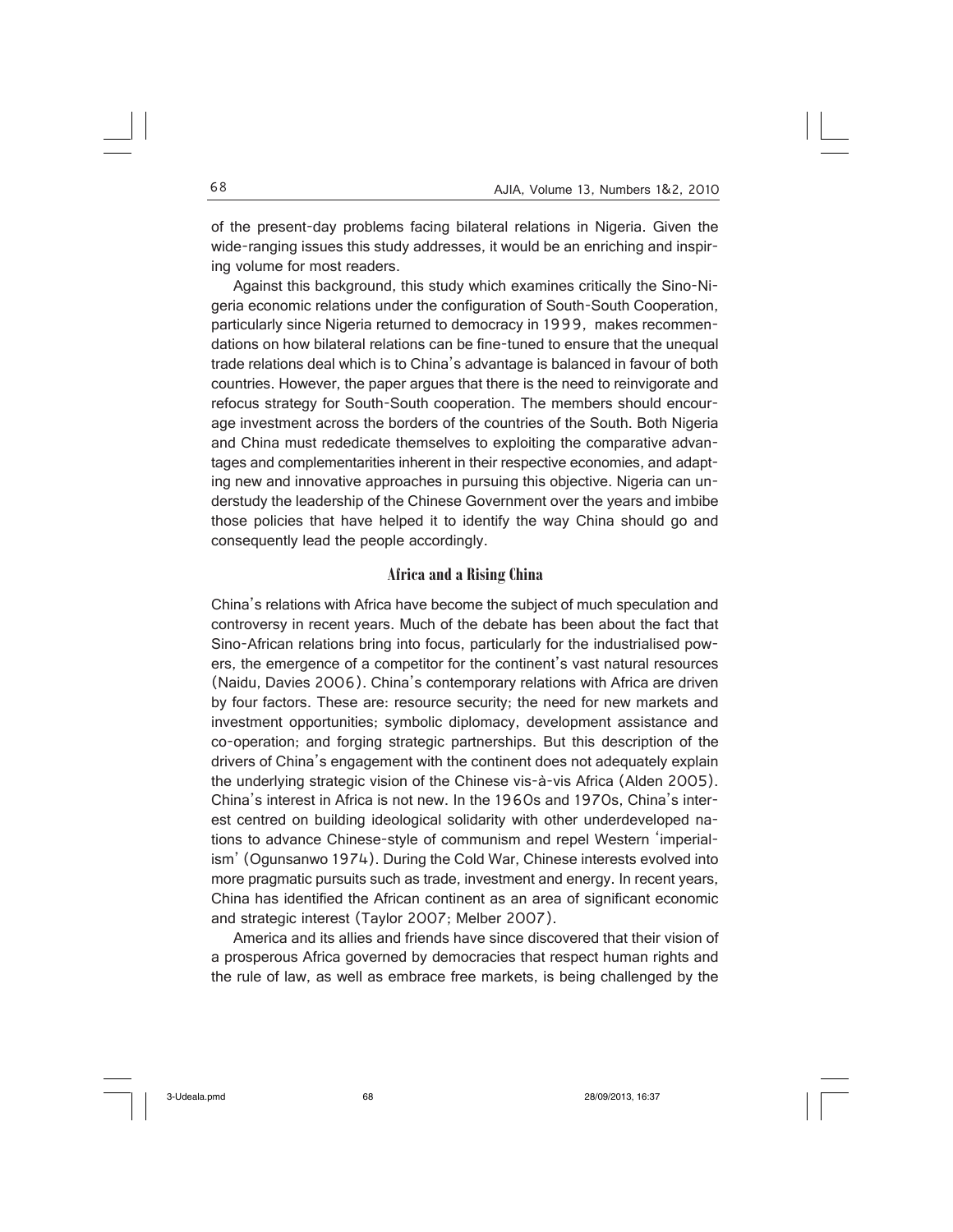of the present-day problems facing bilateral relations in Nigeria. Given the wide-ranging issues this study addresses, it would be an enriching and inspiring volume for most readers.

Against this background, this study which examines critically the Sino-Nigeria economic relations under the configuration of South-South Cooperation, particularly since Nigeria returned to democracy in 1999, makes recommendations on how bilateral relations can be fine-tuned to ensure that the unequal trade relations deal which is to China's advantage is balanced in favour of both countries. However, the paper argues that there is the need to reinvigorate and refocus strategy for South-South cooperation. The members should encourage investment across the borders of the countries of the South. Both Nigeria and China must rededicate themselves to exploiting the comparative advantages and complementarities inherent in their respective economies, and adapting new and innovative approaches in pursuing this objective. Nigeria can understudy the leadership of the Chinese Government over the years and imbibe those policies that have helped it to identify the way China should go and consequently lead the people accordingly.

## Africa and a Rising China

China's relations with Africa have become the subject of much speculation and controversy in recent years. Much of the debate has been about the fact that Sino-African relations bring into focus, particularly for the industrialised powers, the emergence of a competitor for the continent's vast natural resources (Naidu, Davies 2006). China's contemporary relations with Africa are driven by four factors. These are: resource security; the need for new markets and investment opportunities; symbolic diplomacy, development assistance and co-operation; and forging strategic partnerships. But this description of the drivers of China's engagement with the continent does not adequately explain the underlying strategic vision of the Chinese vis-à-vis Africa (Alden 2005). China's interest in Africa is not new. In the 1960s and 1970s, China's interest centred on building ideological solidarity with other underdeveloped nations to advance Chinese-style of communism and repel Western 'imperialism' (Ogunsanwo 1974). During the Cold War, Chinese interests evolved into more pragmatic pursuits such as trade, investment and energy. In recent years, China has identified the African continent as an area of significant economic and strategic interest (Taylor 2007; Melber 2007).

America and its allies and friends have since discovered that their vision of a prosperous Africa governed by democracies that respect human rights and the rule of law, as well as embrace free markets, is being challenged by the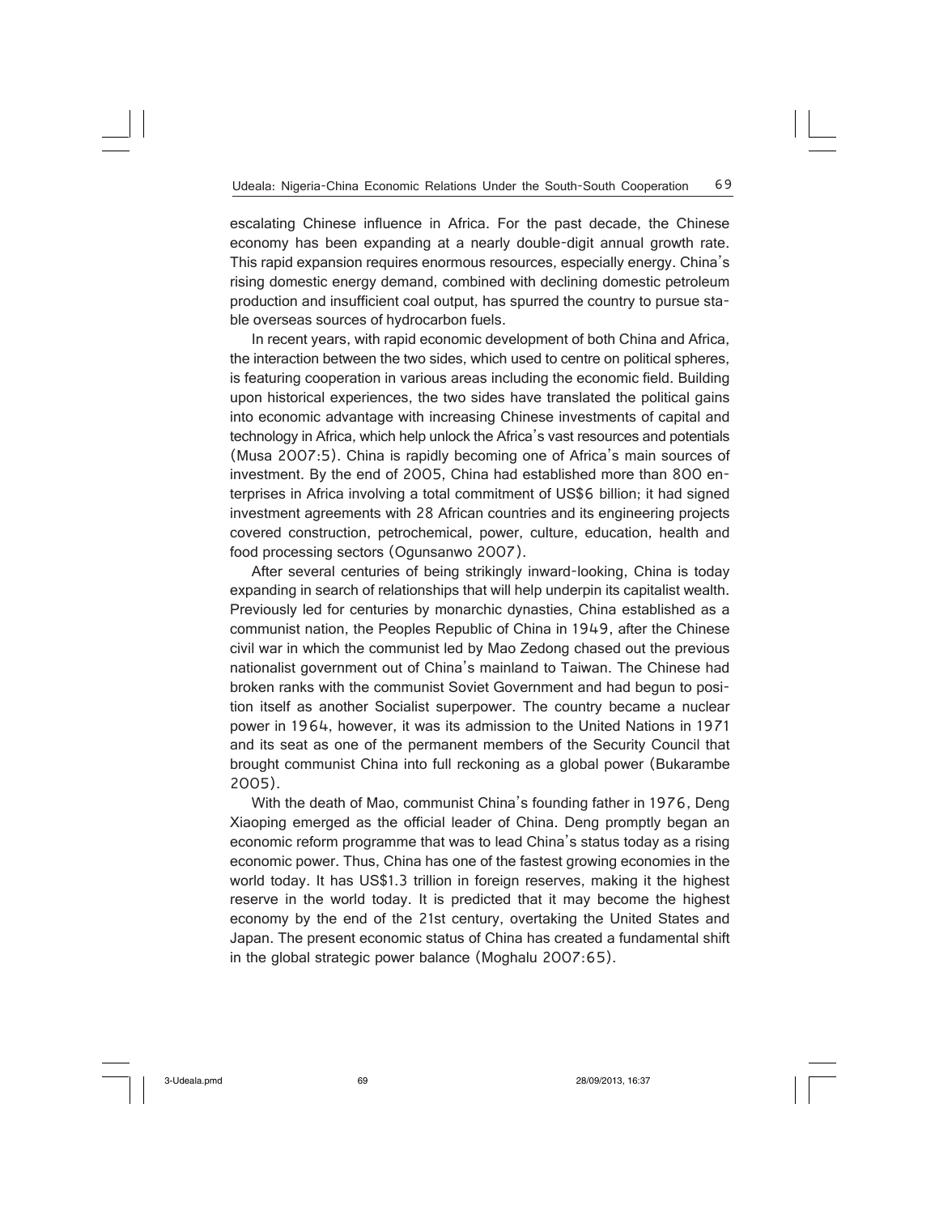escalating Chinese influence in Africa. For the past decade, the Chinese economy has been expanding at a nearly double-digit annual growth rate. This rapid expansion requires enormous resources, especially energy. China's rising domestic energy demand, combined with declining domestic petroleum production and insufficient coal output, has spurred the country to pursue stable overseas sources of hydrocarbon fuels.

In recent years, with rapid economic development of both China and Africa, the interaction between the two sides, which used to centre on political spheres, is featuring cooperation in various areas including the economic field. Building upon historical experiences, the two sides have translated the political gains into economic advantage with increasing Chinese investments of capital and technology in Africa, which help unlock the Africa's vast resources and potentials (Musa 2007:5). China is rapidly becoming one of Africa's main sources of investment. By the end of 2005, China had established more than 800 enterprises in Africa involving a total commitment of US$6 billion; it had signed investment agreements with 28 African countries and its engineering projects covered construction, petrochemical, power, culture, education, health and food processing sectors (Ogunsanwo 2007).

After several centuries of being strikingly inward-looking, China is today expanding in search of relationships that will help underpin its capitalist wealth. Previously led for centuries by monarchic dynasties, China established as a communist nation, the Peoples Republic of China in 1949, after the Chinese civil war in which the communist led by Mao Zedong chased out the previous nationalist government out of China's mainland to Taiwan. The Chinese had broken ranks with the communist Soviet Government and had begun to position itself as another Socialist superpower. The country became a nuclear power in 1964, however, it was its admission to the United Nations in 1971 and its seat as one of the permanent members of the Security Council that brought communist China into full reckoning as a global power (Bukarambe 2005).

With the death of Mao, communist China's founding father in 1976, Deng Xiaoping emerged as the official leader of China. Deng promptly began an economic reform programme that was to lead China's status today as a rising economic power. Thus, China has one of the fastest growing economies in the world today. It has US$1.3 trillion in foreign reserves, making it the highest reserve in the world today. It is predicted that it may become the highest economy by the end of the 21st century, overtaking the United States and Japan. The present economic status of China has created a fundamental shift in the global strategic power balance (Moghalu 2007:65).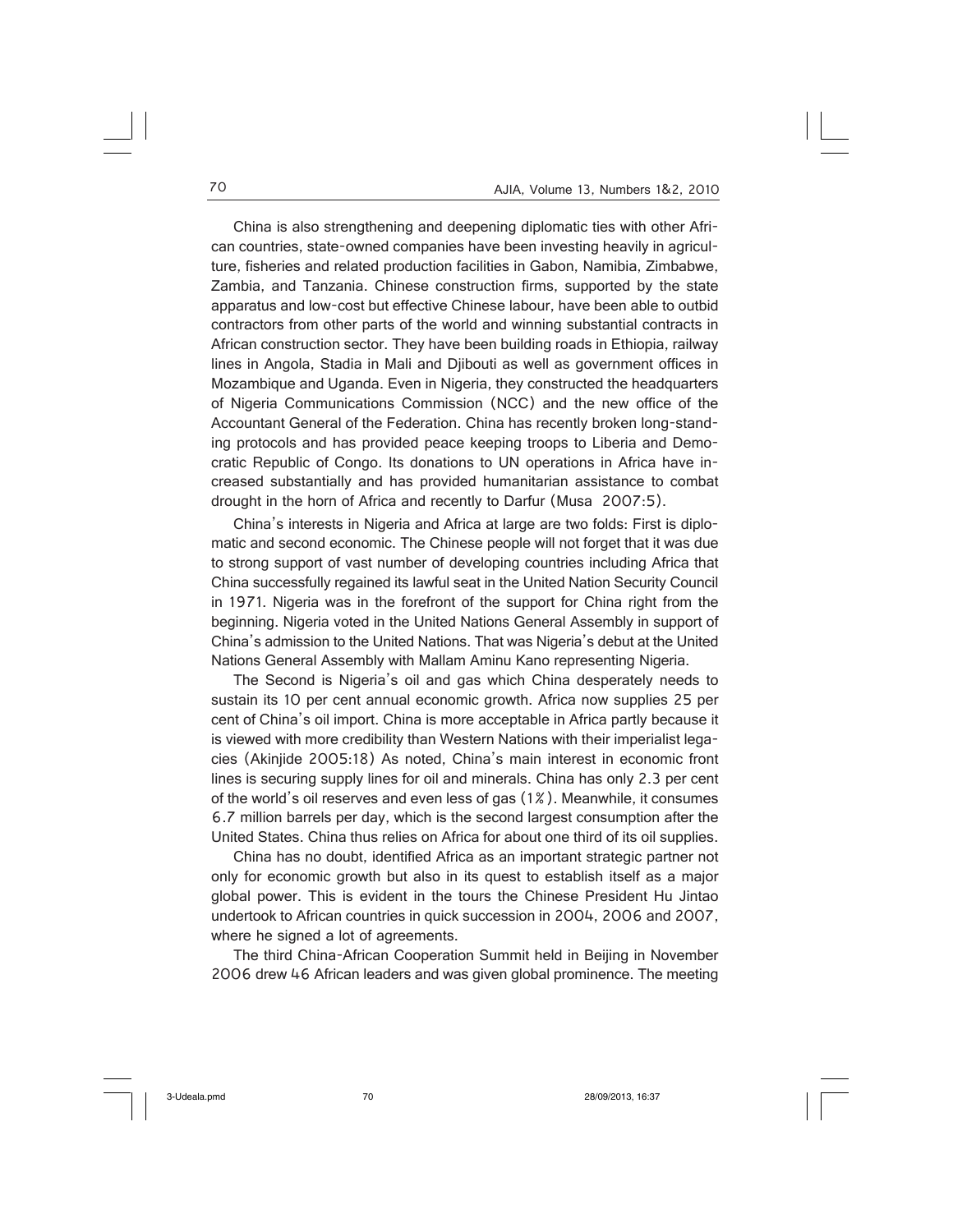China is also strengthening and deepening diplomatic ties with other African countries, state-owned companies have been investing heavily in agriculture, fisheries and related production facilities in Gabon, Namibia, Zimbabwe, Zambia, and Tanzania. Chinese construction firms, supported by the state apparatus and low-cost but effective Chinese labour, have been able to outbid contractors from other parts of the world and winning substantial contracts in African construction sector. They have been building roads in Ethiopia, railway lines in Angola, Stadia in Mali and Djibouti as well as government offices in Mozambique and Uganda. Even in Nigeria, they constructed the headquarters of Nigeria Communications Commission (NCC) and the new office of the Accountant General of the Federation. China has recently broken long-standing protocols and has provided peace keeping troops to Liberia and Democratic Republic of Congo. Its donations to UN operations in Africa have increased substantially and has provided humanitarian assistance to combat drought in the horn of Africa and recently to Darfur (Musa 2007:5).

China's interests in Nigeria and Africa at large are two folds: First is diplomatic and second economic. The Chinese people will not forget that it was due to strong support of vast number of developing countries including Africa that China successfully regained its lawful seat in the United Nation Security Council in 1971. Nigeria was in the forefront of the support for China right from the beginning. Nigeria voted in the United Nations General Assembly in support of China's admission to the United Nations. That was Nigeria's debut at the United Nations General Assembly with Mallam Aminu Kano representing Nigeria.

The Second is Nigeria's oil and gas which China desperately needs to sustain its 10 per cent annual economic growth. Africa now supplies 25 per cent of China's oil import. China is more acceptable in Africa partly because it is viewed with more credibility than Western Nations with their imperialist legacies (Akinjide 2005:18) As noted, China's main interest in economic front lines is securing supply lines for oil and minerals. China has only 2.3 per cent of the world's oil reserves and even less of gas (1%). Meanwhile, it consumes 6.7 million barrels per day, which is the second largest consumption after the United States. China thus relies on Africa for about one third of its oil supplies.

China has no doubt, identified Africa as an important strategic partner not only for economic growth but also in its quest to establish itself as a major global power. This is evident in the tours the Chinese President Hu Jintao undertook to African countries in quick succession in 2004, 2006 and 2007, where he signed a lot of agreements.

The third China-African Cooperation Summit held in Beijing in November 2006 drew 46 African leaders and was given global prominence. The meeting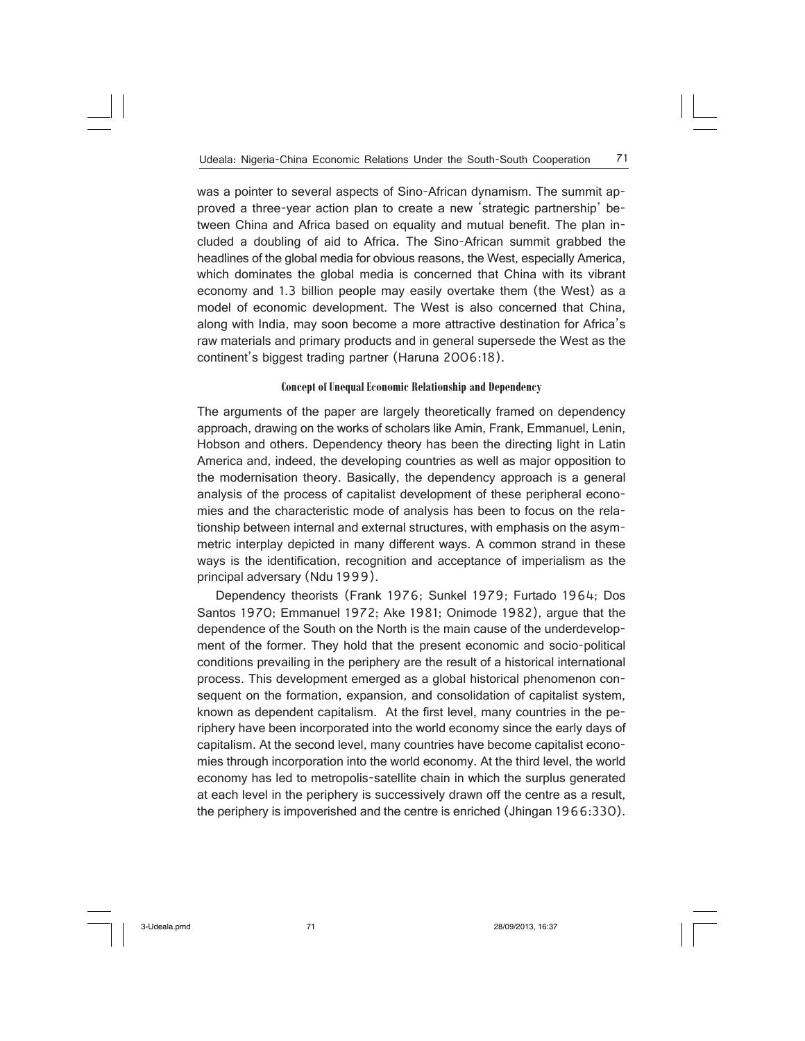was a pointer to several aspects of Sino-African dynamism. The summit approved a three-year action plan to create a new 'strategic partnership' between China and Africa based on equality and mutual benefit. The plan included a doubling of aid to Africa. The Sino-African summit grabbed the headlines of the global media for obvious reasons, the West, especially America, which dominates the global media is concerned that China with its vibrant economy and 1.3 billion people may easily overtake them (the West) as a model of economic development. The West is also concerned that China, along with India, may soon become a more attractive destination for Africa's raw materials and primary products and in general supersede the West as the continent's biggest trading partner (Haruna 2006:18).

### Concept of Unequal Economic Relationship and Dependency

The arguments of the paper are largely theoretically framed on dependency approach, drawing on the works of scholars like Amin, Frank, Emmanuel, Lenin, Hobson and others. Dependency theory has been the directing light in Latin America and, indeed, the developing countries as well as major opposition to the modernisation theory. Basically, the dependency approach is a general analysis of the process of capitalist development of these peripheral economies and the characteristic mode of analysis has been to focus on the relationship between internal and external structures, with emphasis on the asymmetric interplay depicted in many different ways. A common strand in these ways is the identification, recognition and acceptance of imperialism as the principal adversary (Ndu 1999).

Dependency theorists (Frank 1976; Sunkel 1979; Furtado 1964; Dos Santos 1970; Emmanuel 1972; Ake 1981; Onimode 1982), argue that the dependence of the South on the North is the main cause of the underdevelopment of the former. They hold that the present economic and socio-political conditions prevailing in the periphery are the result of a historical international process. This development emerged as a global historical phenomenon consequent on the formation, expansion, and consolidation of capitalist system, known as dependent capitalism. At the first level, many countries in the periphery have been incorporated into the world economy since the early days of capitalism. At the second level, many countries have become capitalist economies through incorporation into the world economy. At the third level, the world economy has led to metropolis-satellite chain in which the surplus generated at each level in the periphery is successively drawn off the centre as a result, the periphery is impoverished and the centre is enriched (Jhingan 1966:330).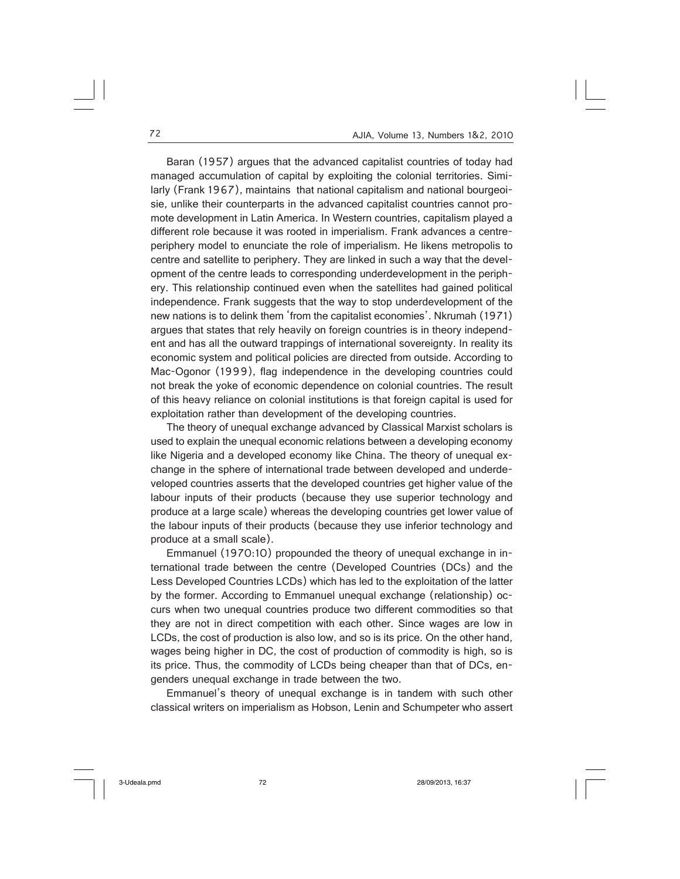Baran (1957) argues that the advanced capitalist countries of today had managed accumulation of capital by exploiting the colonial territories. Similarly (Frank 1967), maintains that national capitalism and national bourgeoisie, unlike their counterparts in the advanced capitalist countries cannot promote development in Latin America. In Western countries, capitalism played a different role because it was rooted in imperialism. Frank advances a centre-periphery model to enunciate the role of imperialism. He likens metropolis to centre and satellite to periphery. They are linked in such a way that the development of the centre leads to corresponding underdevelopment in the periphery. This relationship continued even when the satellites had gained political independence. Frank suggests that the way to stop underdevelopment of the new nations is to delink them 'from the capitalist economies'. Nkrumah (1971) argues that states that rely heavily on foreign countries is in theory independent and has all the outward trappings of international sovereignty. In reality its economic system and political policies are directed from outside. According to Mac-Ogonor (1999), flag independence in the developing countries could not break the yoke of economic dependence on colonial countries. The result of this heavy reliance on colonial institutions is that foreign capital is used for exploitation rather than development of the developing countries.

The theory of unequal exchange advanced by Classical Marxist scholars is used to explain the unequal economic relations between a developing economy like Nigeria and a developed economy like China. The theory of unequal exchange in the sphere of international trade between developed and underdeveloped countries asserts that the developed countries get higher value of the labour inputs of their products (because they use superior technology and produce at a large scale) whereas the developing countries get lower value of the labour inputs of their products (because they use inferior technology and produce at a small scale).

Emmanuel (1970:10) propounded the theory of unequal exchange in international trade between the centre (Developed Countries (DCs) and the Less Developed Countries LCDs) which has led to the exploitation of the latter by the former. According to Emmanuel unequal exchange (relationship) occurs when two unequal countries produce two different commodities so that they are not in direct competition with each other. Since wages are low in LCDs, the cost of production is also low, and so is its price. On the other hand, wages being higher in DC, the cost of production of commodity is high, so is its price. Thus, the commodity of LCDs being cheaper than that of DCs, engenders unequal exchange in trade between the two.

Emmanuel's theory of unequal exchange is in tandem with such other classical writers on imperialism as Hobson, Lenin and Schumpeter who assert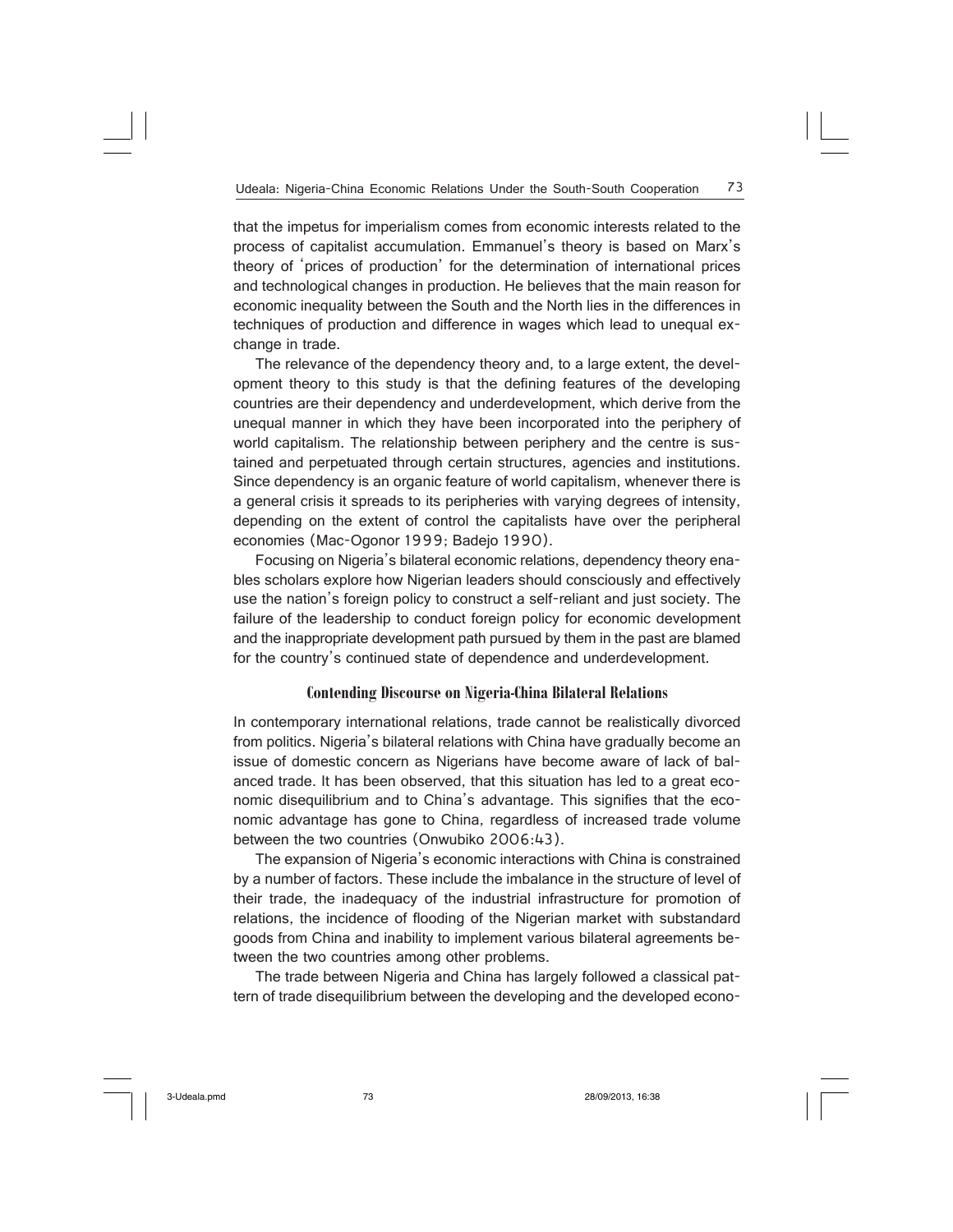that the impetus for imperialism comes from economic interests related to the process of capitalist accumulation. Emmanuel's theory is based on Marx's theory of 'prices of production' for the determination of international prices and technological changes in production. He believes that the main reason for economic inequality between the South and the North lies in the differences in techniques of production and difference in wages which lead to unequal exchange in trade.

The relevance of the dependency theory and, to a large extent, the development theory to this study is that the defining features of the developing countries are their dependency and underdevelopment, which derive from the unequal manner in which they have been incorporated into the periphery of world capitalism. The relationship between periphery and the centre is sustained and perpetuated through certain structures, agencies and institutions. Since dependency is an organic feature of world capitalism, whenever there is a general crisis it spreads to its peripheries with varying degrees of intensity, depending on the extent of control the capitalists have over the peripheral economies (Mac-Ogonor 1999; Badejo 1990).

Focusing on Nigeria's bilateral economic relations, dependency theory enables scholars explore how Nigerian leaders should consciously and effectively use the nation's foreign policy to construct a self-reliant and just society. The failure of the leadership to conduct foreign policy for economic development and the inappropriate development path pursued by them in the past are blamed for the country's continued state of dependence and underdevelopment.

## Contending Discourse on Nigeria-China Bilateral Relations

In contemporary international relations, trade cannot be realistically divorced from politics. Nigeria's bilateral relations with China have gradually become an issue of domestic concern as Nigerians have become aware of lack of balanced trade. It has been observed, that this situation has led to a great economic disequilibrium and to China's advantage. This signifies that the economic advantage has gone to China, regardless of increased trade volume between the two countries (Onwubiko 2006:43).

The expansion of Nigeria's economic interactions with China is constrained by a number of factors. These include the imbalance in the structure of level of their trade, the inadequacy of the industrial infrastructure for promotion of relations, the incidence of flooding of the Nigerian market with substandard goods from China and inability to implement various bilateral agreements between the two countries among other problems.

The trade between Nigeria and China has largely followed a classical pattern of trade disequilibrium between the developing and the developed econo-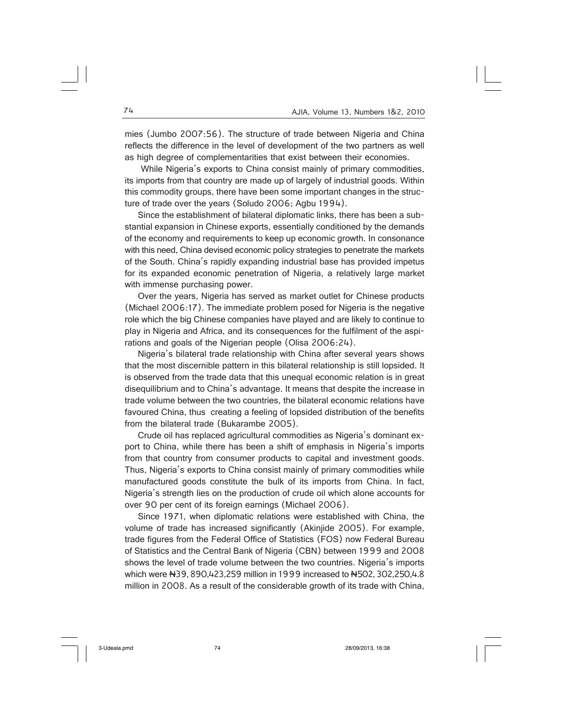mies (Jumbo 2007:56). The structure of trade between Nigeria and China reflects the difference in the level of development of the two partners as well as high degree of complementarities that exist between their economies.

While Nigeria's exports to China consist mainly of primary commodities, its imports from that country are made up of largely of industrial goods. Within this commodity groups, there have been some important changes in the structure of trade over the years (Soludo 2006; Agbu 1994).

Since the establishment of bilateral diplomatic links, there has been a substantial expansion in Chinese exports, essentially conditioned by the demands of the economy and requirements to keep up economic growth. In consonance with this need, China devised economic policy strategies to penetrate the markets of the South. China's rapidly expanding industrial base has provided impetus for its expanded economic penetration of Nigeria, a relatively large market with immense purchasing power.

Over the years, Nigeria has served as market outlet for Chinese products (Michael 2006:17). The immediate problem posed for Nigeria is the negative role which the big Chinese companies have played and are likely to continue to play in Nigeria and Africa, and its consequences for the fulfilment of the aspirations and goals of the Nigerian people (Olisa 2006:24).

Nigeria's bilateral trade relationship with China after several years shows that the most discernible pattern in this bilateral relationship is still lopsided. It is observed from the trade data that this unequal economic relation is in great disequilibrium and to China's advantage. It means that despite the increase in trade volume between the two countries, the bilateral economic relations have favoured China, thus creating a feeling of lopsided distribution of the benefits from the bilateral trade (Bukarambe 2005).

Crude oil has replaced agricultural commodities as Nigeria's dominant export to China, while there has been a shift of emphasis in Nigeria's imports from that country from consumer products to capital and investment goods. Thus, Nigeria's exports to China consist mainly of primary commodities while manufactured goods constitute the bulk of its imports from China. In fact, Nigeria's strength lies on the production of crude oil which alone accounts for over 90 per cent of its foreign earnings (Michael 2006).

Since 1971, when diplomatic relations were established with China, the volume of trade has increased significantly (Akinjide 2005). For example, trade figures from the Federal Office of Statistics (FOS) now Federal Bureau of Statistics and the Central Bank of Nigeria (CBN) between 1999 and 2008 shows the level of trade volume between the two countries. Nigeria's imports which were ₦39, 890,423,259 million in 1999 increased to ₦502, 302,250,4.8 million in 2008. As a result of the considerable growth of its trade with China,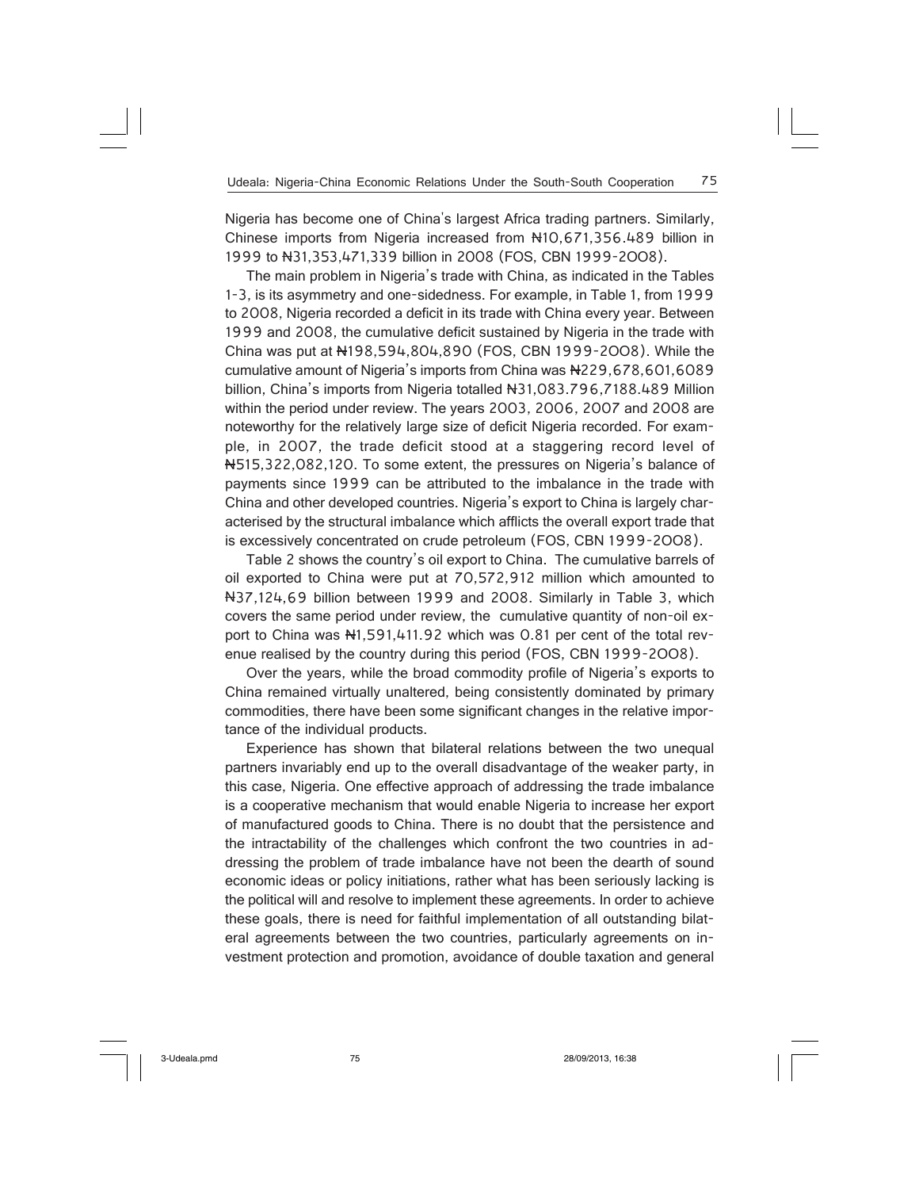Nigeria has become one of China's largest Africa trading partners. Similarly, Chinese imports from Nigeria increased from ₦10,671,356.489 billion in 1999 to ₦31,353,471,339 billion in 2008 (FOS, CBN 1999-2008).

The main problem in Nigeria's trade with China, as indicated in the Tables 1-3, is its asymmetry and one-sidedness. For example, in Table 1, from 1999 to 2008, Nigeria recorded a deficit in its trade with China every year. Between 1999 and 2008, the cumulative deficit sustained by Nigeria in the trade with China was put at ₦198,594,804,890 (FOS, CBN 1999-2008). While the cumulative amount of Nigeria's imports from China was ₦229,678,601,6089 billion, China's imports from Nigeria totalled ₦31,083.796,7188.489 Million within the period under review. The years 2003, 2006, 2007 and 2008 are noteworthy for the relatively large size of deficit Nigeria recorded. For example, in 2007, the trade deficit stood at a staggering record level of ₦515,322,082,120. To some extent, the pressures on Nigeria's balance of payments since 1999 can be attributed to the imbalance in the trade with China and other developed countries. Nigeria's export to China is largely characterised by the structural imbalance which afflicts the overall export trade that is excessively concentrated on crude petroleum (FOS, CBN 1999-2008).

Table 2 shows the country's oil export to China. The cumulative barrels of oil exported to China were put at 70,572,912 million which amounted to ₦37,124,69 billion between 1999 and 2008. Similarly in Table 3, which covers the same period under review, the cumulative quantity of non-oil export to China was ₦1,591,411.92 which was 0.81 per cent of the total revenue realised by the country during this period (FOS, CBN 1999-2008).

Over the years, while the broad commodity profile of Nigeria's exports to China remained virtually unaltered, being consistently dominated by primary commodities, there have been some significant changes in the relative importance of the individual products.

Experience has shown that bilateral relations between the two unequal partners invariably end up to the overall disadvantage of the weaker party, in this case, Nigeria. One effective approach of addressing the trade imbalance is a cooperative mechanism that would enable Nigeria to increase her export of manufactured goods to China. There is no doubt that the persistence and the intractability of the challenges which confront the two countries in addressing the problem of trade imbalance have not been the dearth of sound economic ideas or policy initiations, rather what has been seriously lacking is the political will and resolve to implement these agreements. In order to achieve these goals, there is need for faithful implementation of all outstanding bilateral agreements between the two countries, particularly agreements on investment protection and promotion, avoidance of double taxation and general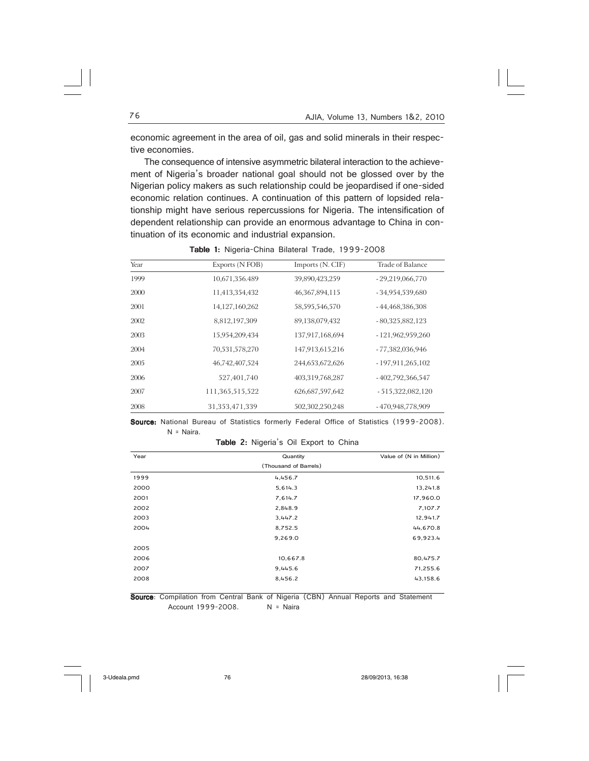economic agreement in the area of oil, gas and solid minerals in their respective economies.

The consequence of intensive asymmetric bilateral interaction to the achievement of Nigeria's broader national goal should not be glossed over by the Nigerian policy makers as such relationship could be jeopardised if one-sided economic relation continues. A continuation of this pattern of lopsided relationship might have serious repercussions for Nigeria. The intensification of dependent relationship can provide an enormous advantage to China in continuation of its economic and industrial expansion.

**Table 1:** Nigeria-China Bilateral Trade, 1999-2008

| Year | Exports (N FOB) | Imports (N. CIF) | Trade of Balance |
|---|---|---|---|
| 1999 | 10,671,356.489 | 39,890,423,259 | -29,219,066,770 |
| 2000 | 11,413,354,432 | 46,367,894,115 | -34,954,539,680 |
| 2001 | 14,127,160,262 | 58,595,546,570 | -44,468,386,308 |
| 2002 | 8,812,197,309 | 89,138,079,432 | -80,325,882,123 |
| 2003 | 15,954,209,434 | 137,917,168,694 | -121,962,959,260 |
| 2004 | 70,531,578,270 | 147,913,615,216 | -77,382,036,946 |
| 2005 | 46,742,407,524 | 244,653,672,626 | -197,911,265,102 |
| 2006 | 527,401,740 | 403,319,768,287 | -402,792,366,547 |
| 2007 | 111,365,515,522 | 626,687,597,642 | -515,322,082,120 |
| 2008 | 31,353,471,339 | 502,302,250,248 | -470,948,778,909 |

**Source:** National Bureau of Statistics formerly Federal Office of Statistics (1999-2008). N = Naira.

**Table 2:** Nigeria's Oil Export to China

| Year | Quantity (Thousand of Barrels) | Value of (N in Million) |
|---|---|---|
| 1999 | 4,456.7 | 10,511.6 |
| 2000 | 5,614.3 | 13,241.8 |
| 2001 | 7,614.7 | 17,960.0 |
| 2002 | 2,848.9 | 7,107.7 |
| 2003 | 3,447.2 | 12,941.7 |
| 2004 | 8,752.5 | 44,670.8 |
| | 9,269.0 | 69,923.4 |
| 2005 | | |
| 2006 | 10,667.8 | 80,475.7 |
| 2007 | 9,445.6 | 71,255.6 |
| 2008 | 8,456.2 | 43,158.6 |

**Source**: Compilation from Central Bank of Nigeria (CBN) Annual Reports and Statement Account 1999-2008. N = Naira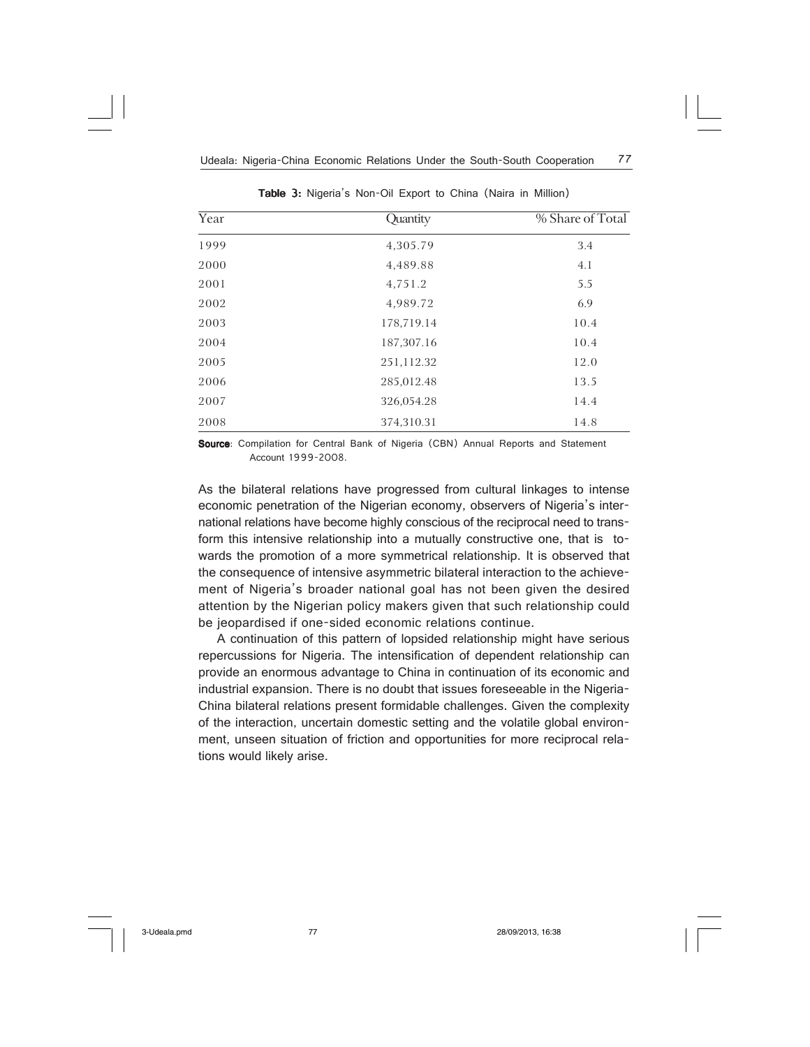**Table 3:** Nigeria's Non-Oil Export to China (Naira in Million)

| Year | Quantity | % Share of Total |
|---|---|---|
| 1999 | 4,305.79 | 3.4 |
| 2000 | 4,489.88 | 4.1 |
| 2001 | 4,751.2 | 5.5 |
| 2002 | 4,989.72 | 6.9 |
| 2003 | 178,719.14 | 10.4 |
| 2004 | 187,307.16 | 10.4 |
| 2005 | 251,112.32 | 12.0 |
| 2006 | 285,012.48 | 13.5 |
| 2007 | 326,054.28 | 14.4 |
| 2008 | 374,310.31 | 14.8 |

**Source**: Compilation for Central Bank of Nigeria (CBN) Annual Reports and Statement Account 1999-2008.

As the bilateral relations have progressed from cultural linkages to intense economic penetration of the Nigerian economy, observers of Nigeria's international relations have become highly conscious of the reciprocal need to transform this intensive relationship into a mutually constructive one, that is towards the promotion of a more symmetrical relationship. It is observed that the consequence of intensive asymmetric bilateral interaction to the achievement of Nigeria's broader national goal has not been given the desired attention by the Nigerian policy makers given that such relationship could be jeopardised if one-sided economic relations continue.

A continuation of this pattern of lopsided relationship might have serious repercussions for Nigeria. The intensification of dependent relationship can provide an enormous advantage to China in continuation of its economic and industrial expansion. There is no doubt that issues foreseeable in the Nigeria-China bilateral relations present formidable challenges. Given the complexity of the interaction, uncertain domestic setting and the volatile global environment, unseen situation of friction and opportunities for more reciprocal relations would likely arise.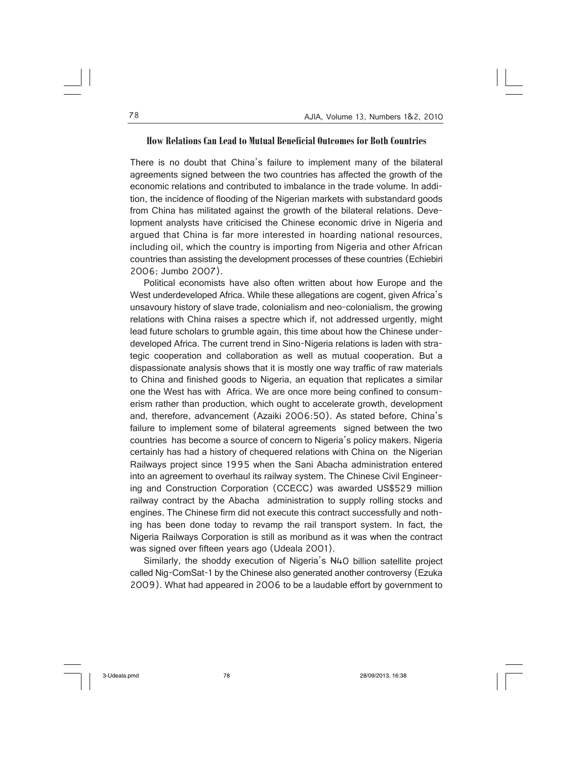## How Relations Can Lead to Mutual Beneficial Outcomes for Both Countries

There is no doubt that China's failure to implement many of the bilateral agreements signed between the two countries has affected the growth of the economic relations and contributed to imbalance in the trade volume. In addition, the incidence of flooding of the Nigerian markets with substandard goods from China has militated against the growth of the bilateral relations. Development analysts have criticised the Chinese economic drive in Nigeria and argued that China is far more interested in hoarding national resources, including oil, which the country is importing from Nigeria and other African countries than assisting the development processes of these countries (Echiebiri 2006; Jumbo 2007).

Political economists have also often written about how Europe and the West underdeveloped Africa. While these allegations are cogent, given Africa's unsavoury history of slave trade, colonialism and neo-colonialism, the growing relations with China raises a spectre which if, not addressed urgently, might lead future scholars to grumble again, this time about how the Chinese underdeveloped Africa. The current trend in Sino-Nigeria relations is laden with strategic cooperation and collaboration as well as mutual cooperation. But a dispassionate analysis shows that it is mostly one way traffic of raw materials to China and finished goods to Nigeria, an equation that replicates a similar one the West has with Africa. We are once more being confined to consumerism rather than production, which ought to accelerate growth, development and, therefore, advancement (Azaiki 2006:50). As stated before, China's failure to implement some of bilateral agreements signed between the two countries has become a source of concern to Nigeria's policy makers. Nigeria certainly has had a history of chequered relations with China on the Nigerian Railways project since 1995 when the Sani Abacha administration entered into an agreement to overhaul its railway system. The Chinese Civil Engineering and Construction Corporation (CCECC) was awarded US$529 million railway contract by the Abacha administration to supply rolling stocks and engines. The Chinese firm did not execute this contract successfully and nothing has been done today to revamp the rail transport system. In fact, the Nigeria Railways Corporation is still as moribund as it was when the contract was signed over fifteen years ago (Udeala 2001).

Similarly, the shoddy execution of Nigeria's ₦40 billion satellite project called Nig-ComSat-1 by the Chinese also generated another controversy (Ezuka 2009). What had appeared in 2006 to be a laudable effort by government to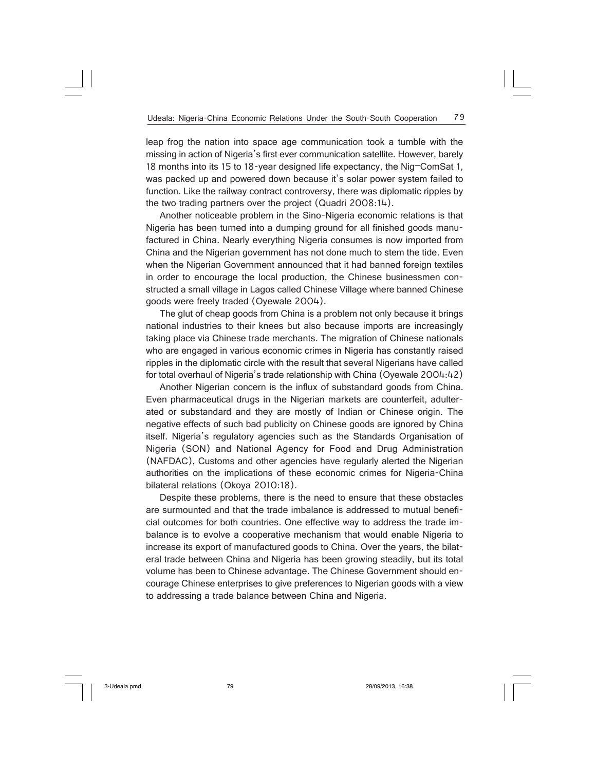leap frog the nation into space age communication took a tumble with the missing in action of Nigeria's first ever communication satellite. However, barely 18 months into its 15 to 18-year designed life expectancy, the Nig—ComSat 1, was packed up and powered down because it's solar power system failed to function. Like the railway contract controversy, there was diplomatic ripples by the two trading partners over the project (Quadri 2008:14).

Another noticeable problem in the Sino-Nigeria economic relations is that Nigeria has been turned into a dumping ground for all finished goods manufactured in China. Nearly everything Nigeria consumes is now imported from China and the Nigerian government has not done much to stem the tide. Even when the Nigerian Government announced that it had banned foreign textiles in order to encourage the local production, the Chinese businessmen constructed a small village in Lagos called Chinese Village where banned Chinese goods were freely traded (Oyewale 2004).

The glut of cheap goods from China is a problem not only because it brings national industries to their knees but also because imports are increasingly taking place via Chinese trade merchants. The migration of Chinese nationals who are engaged in various economic crimes in Nigeria has constantly raised ripples in the diplomatic circle with the result that several Nigerians have called for total overhaul of Nigeria's trade relationship with China (Oyewale 2004:42)

Another Nigerian concern is the influx of substandard goods from China. Even pharmaceutical drugs in the Nigerian markets are counterfeit, adulterated or substandard and they are mostly of Indian or Chinese origin. The negative effects of such bad publicity on Chinese goods are ignored by China itself. Nigeria's regulatory agencies such as the Standards Organisation of Nigeria (SON) and National Agency for Food and Drug Administration (NAFDAC), Customs and other agencies have regularly alerted the Nigerian authorities on the implications of these economic crimes for Nigeria-China bilateral relations (Okoya 2010:18).

Despite these problems, there is the need to ensure that these obstacles are surmounted and that the trade imbalance is addressed to mutual beneficial outcomes for both countries. One effective way to address the trade imbalance is to evolve a cooperative mechanism that would enable Nigeria to increase its export of manufactured goods to China. Over the years, the bilateral trade between China and Nigeria has been growing steadily, but its total volume has been to Chinese advantage. The Chinese Government should encourage Chinese enterprises to give preferences to Nigerian goods with a view to addressing a trade balance between China and Nigeria.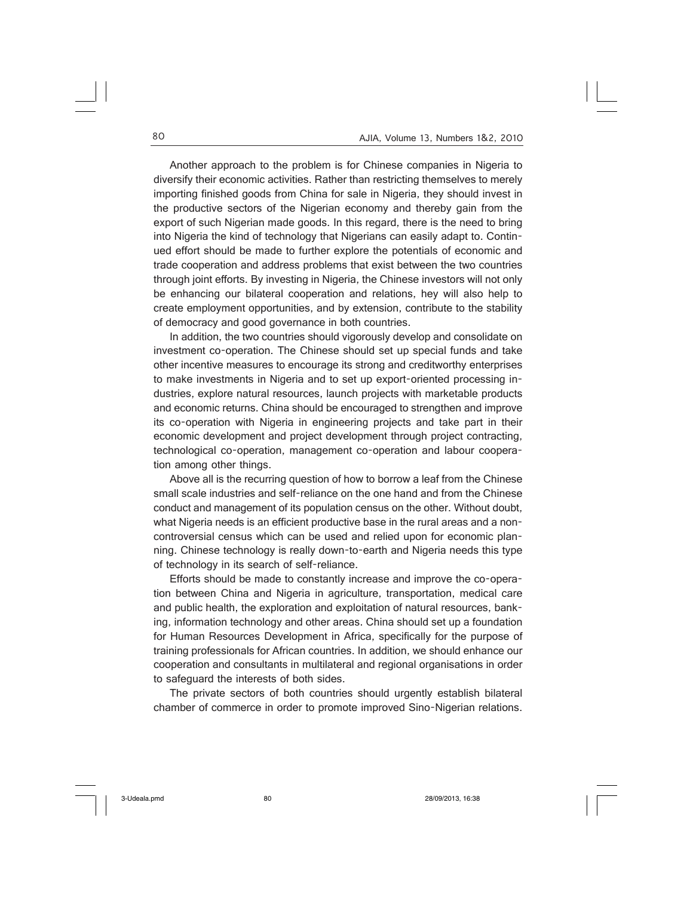Another approach to the problem is for Chinese companies in Nigeria to diversify their economic activities. Rather than restricting themselves to merely importing finished goods from China for sale in Nigeria, they should invest in the productive sectors of the Nigerian economy and thereby gain from the export of such Nigerian made goods. In this regard, there is the need to bring into Nigeria the kind of technology that Nigerians can easily adapt to. Continued effort should be made to further explore the potentials of economic and trade cooperation and address problems that exist between the two countries through joint efforts. By investing in Nigeria, the Chinese investors will not only be enhancing our bilateral cooperation and relations, hey will also help to create employment opportunities, and by extension, contribute to the stability of democracy and good governance in both countries.

In addition, the two countries should vigorously develop and consolidate on investment co-operation. The Chinese should set up special funds and take other incentive measures to encourage its strong and creditworthy enterprises to make investments in Nigeria and to set up export-oriented processing industries, explore natural resources, launch projects with marketable products and economic returns. China should be encouraged to strengthen and improve its co-operation with Nigeria in engineering projects and take part in their economic development and project development through project contracting, technological co-operation, management co-operation and labour cooperation among other things.

Above all is the recurring question of how to borrow a leaf from the Chinese small scale industries and self-reliance on the one hand and from the Chinese conduct and management of its population census on the other. Without doubt, what Nigeria needs is an efficient productive base in the rural areas and a non-controversial census which can be used and relied upon for economic planning. Chinese technology is really down-to-earth and Nigeria needs this type of technology in its search of self-reliance.

Efforts should be made to constantly increase and improve the co-operation between China and Nigeria in agriculture, transportation, medical care and public health, the exploration and exploitation of natural resources, banking, information technology and other areas. China should set up a foundation for Human Resources Development in Africa, specifically for the purpose of training professionals for African countries. In addition, we should enhance our cooperation and consultants in multilateral and regional organisations in order to safeguard the interests of both sides.

The private sectors of both countries should urgently establish bilateral chamber of commerce in order to promote improved Sino-Nigerian relations.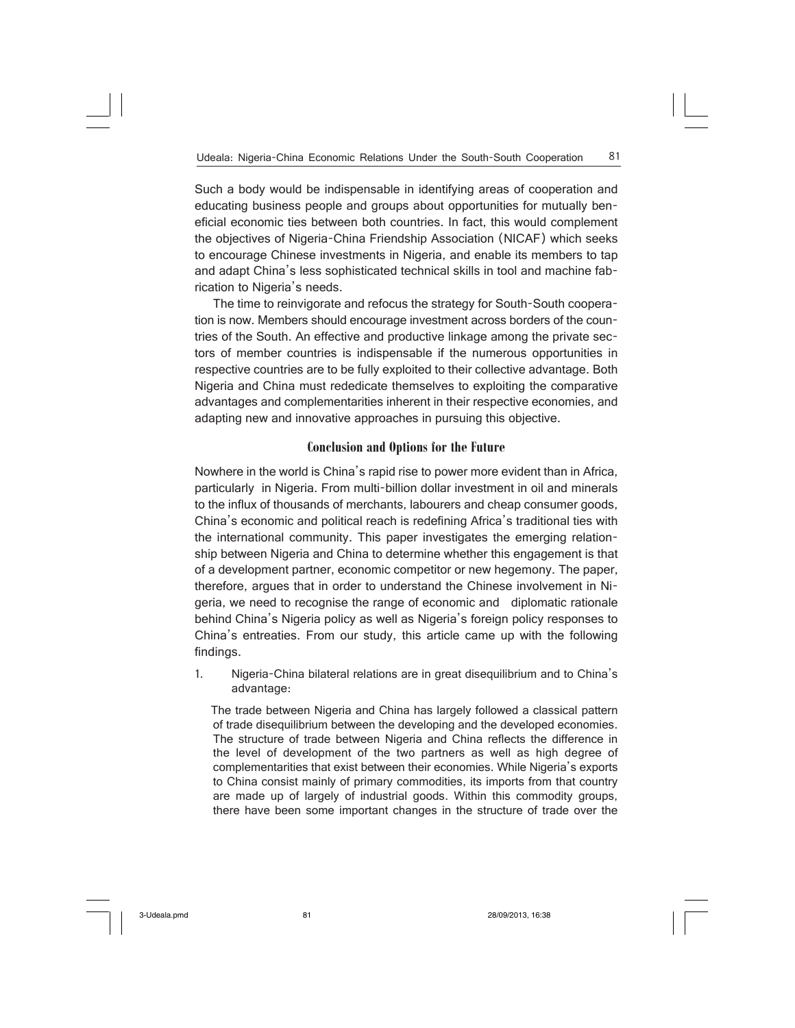Such a body would be indispensable in identifying areas of cooperation and educating business people and groups about opportunities for mutually beneficial economic ties between both countries. In fact, this would complement the objectives of Nigeria-China Friendship Association (NICAF) which seeks to encourage Chinese investments in Nigeria, and enable its members to tap and adapt China's less sophisticated technical skills in tool and machine fabrication to Nigeria's needs.

The time to reinvigorate and refocus the strategy for South-South cooperation is now. Members should encourage investment across borders of the countries of the South. An effective and productive linkage among the private sectors of member countries is indispensable if the numerous opportunities in respective countries are to be fully exploited to their collective advantage. Both Nigeria and China must rededicate themselves to exploiting the comparative advantages and complementarities inherent in their respective economies, and adapting new and innovative approaches in pursuing this objective.

## Conclusion and Options for the Future

Nowhere in the world is China's rapid rise to power more evident than in Africa, particularly in Nigeria. From multi-billion dollar investment in oil and minerals to the influx of thousands of merchants, labourers and cheap consumer goods, China's economic and political reach is redefining Africa's traditional ties with the international community. This paper investigates the emerging relationship between Nigeria and China to determine whether this engagement is that of a development partner, economic competitor or new hegemony. The paper, therefore, argues that in order to understand the Chinese involvement in Nigeria, we need to recognise the range of economic and diplomatic rationale behind China's Nigeria policy as well as Nigeria's foreign policy responses to China's entreaties. From our study, this article came up with the following findings.

1. Nigeria-China bilateral relations are in great disequilibrium and to China's advantage:

   The trade between Nigeria and China has largely followed a classical pattern of trade disequilibrium between the developing and the developed economies. The structure of trade between Nigeria and China reflects the difference in the level of development of the two partners as well as high degree of complementarities that exist between their economies. While Nigeria's exports to China consist mainly of primary commodities, its imports from that country are made up of largely of industrial goods. Within this commodity groups, there have been some important changes in the structure of trade over the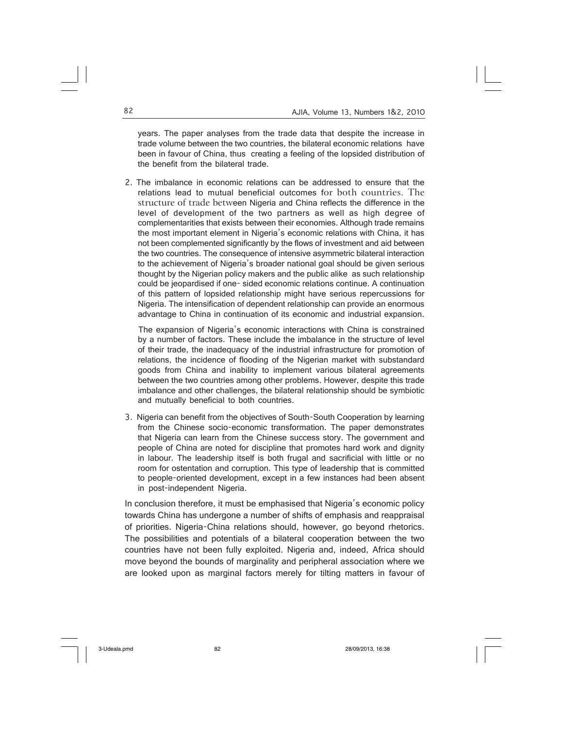years. The paper analyses from the trade data that despite the increase in trade volume between the two countries, the bilateral economic relations have been in favour of China, thus creating a feeling of the lopsided distribution of the benefit from the bilateral trade.

2. The imbalance in economic relations can be addressed to ensure that the relations lead to mutual beneficial outcomes for both countries. The structure of trade between Nigeria and China reflects the difference in the level of development of the two partners as well as high degree of complementarities that exists between their economies. Although trade remains the most important element in Nigeria's economic relations with China, it has not been complemented significantly by the flows of investment and aid between the two countries. The consequence of intensive asymmetric bilateral interaction to the achievement of Nigeria's broader national goal should be given serious thought by the Nigerian policy makers and the public alike as such relationship could be jeopardised if one- sided economic relations continue. A continuation of this pattern of lopsided relationship might have serious repercussions for Nigeria. The intensification of dependent relationship can provide an enormous advantage to China in continuation of its economic and industrial expansion.

   The expansion of Nigeria's economic interactions with China is constrained by a number of factors. These include the imbalance in the structure of level of their trade, the inadequacy of the industrial infrastructure for promotion of relations, the incidence of flooding of the Nigerian market with substandard goods from China and inability to implement various bilateral agreements between the two countries among other problems. However, despite this trade imbalance and other challenges, the bilateral relationship should be symbiotic and mutually beneficial to both countries.

3. Nigeria can benefit from the objectives of South-South Cooperation by learning from the Chinese socio-economic transformation. The paper demonstrates that Nigeria can learn from the Chinese success story. The government and people of China are noted for discipline that promotes hard work and dignity in labour. The leadership itself is both frugal and sacrificial with little or no room for ostentation and corruption. This type of leadership that is committed to people-oriented development, except in a few instances had been absent in post-independent Nigeria.

In conclusion therefore, it must be emphasised that Nigeria's economic policy towards China has undergone a number of shifts of emphasis and reappraisal of priorities. Nigeria-China relations should, however, go beyond rhetorics. The possibilities and potentials of a bilateral cooperation between the two countries have not been fully exploited. Nigeria and, indeed, Africa should move beyond the bounds of marginality and peripheral association where we are looked upon as marginal factors merely for tilting matters in favour of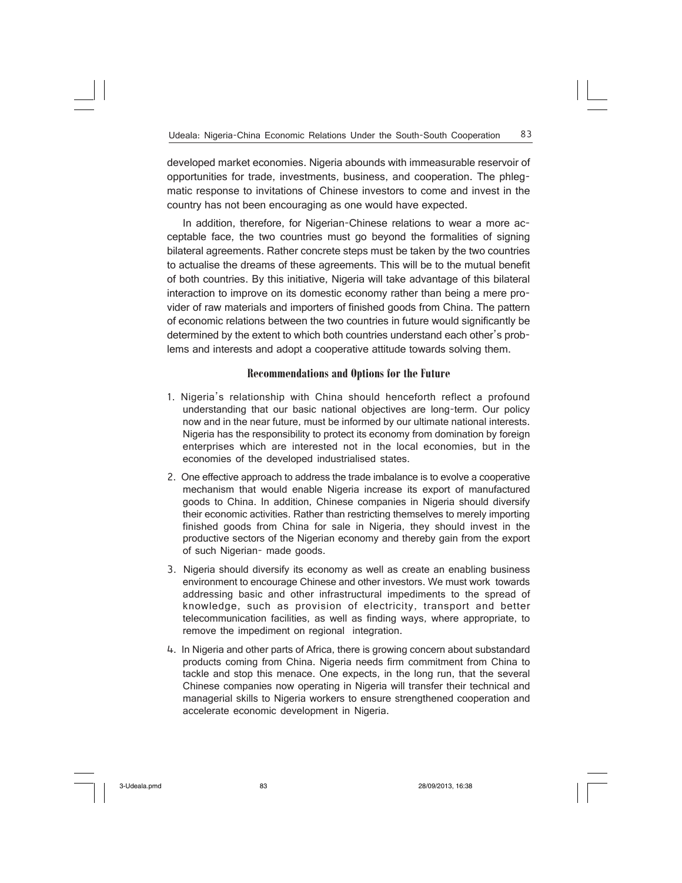developed market economies. Nigeria abounds with immeasurable reservoir of opportunities for trade, investments, business, and cooperation. The phlegmatic response to invitations of Chinese investors to come and invest in the country has not been encouraging as one would have expected.

In addition, therefore, for Nigerian-Chinese relations to wear a more acceptable face, the two countries must go beyond the formalities of signing bilateral agreements. Rather concrete steps must be taken by the two countries to actualise the dreams of these agreements. This will be to the mutual benefit of both countries. By this initiative, Nigeria will take advantage of this bilateral interaction to improve on its domestic economy rather than being a mere provider of raw materials and importers of finished goods from China. The pattern of economic relations between the two countries in future would significantly be determined by the extent to which both countries understand each other's problems and interests and adopt a cooperative attitude towards solving them.

## Recommendations and Options for the Future

1. Nigeria's relationship with China should henceforth reflect a profound understanding that our basic national objectives are long-term. Our policy now and in the near future, must be informed by our ultimate national interests. Nigeria has the responsibility to protect its economy from domination by foreign enterprises which are interested not in the local economies, but in the economies of the developed industrialised states.
2. One effective approach to address the trade imbalance is to evolve a cooperative mechanism that would enable Nigeria increase its export of manufactured goods to China. In addition, Chinese companies in Nigeria should diversify their economic activities. Rather than restricting themselves to merely importing finished goods from China for sale in Nigeria, they should invest in the productive sectors of the Nigerian economy and thereby gain from the export of such Nigerian- made goods.
3. Nigeria should diversify its economy as well as create an enabling business environment to encourage Chinese and other investors. We must work towards addressing basic and other infrastructural impediments to the spread of knowledge, such as provision of electricity, transport and better telecommunication facilities, as well as finding ways, where appropriate, to remove the impediment on regional integration.
4. In Nigeria and other parts of Africa, there is growing concern about substandard products coming from China. Nigeria needs firm commitment from China to tackle and stop this menace. One expects, in the long run, that the several Chinese companies now operating in Nigeria will transfer their technical and managerial skills to Nigeria workers to ensure strengthened cooperation and accelerate economic development in Nigeria.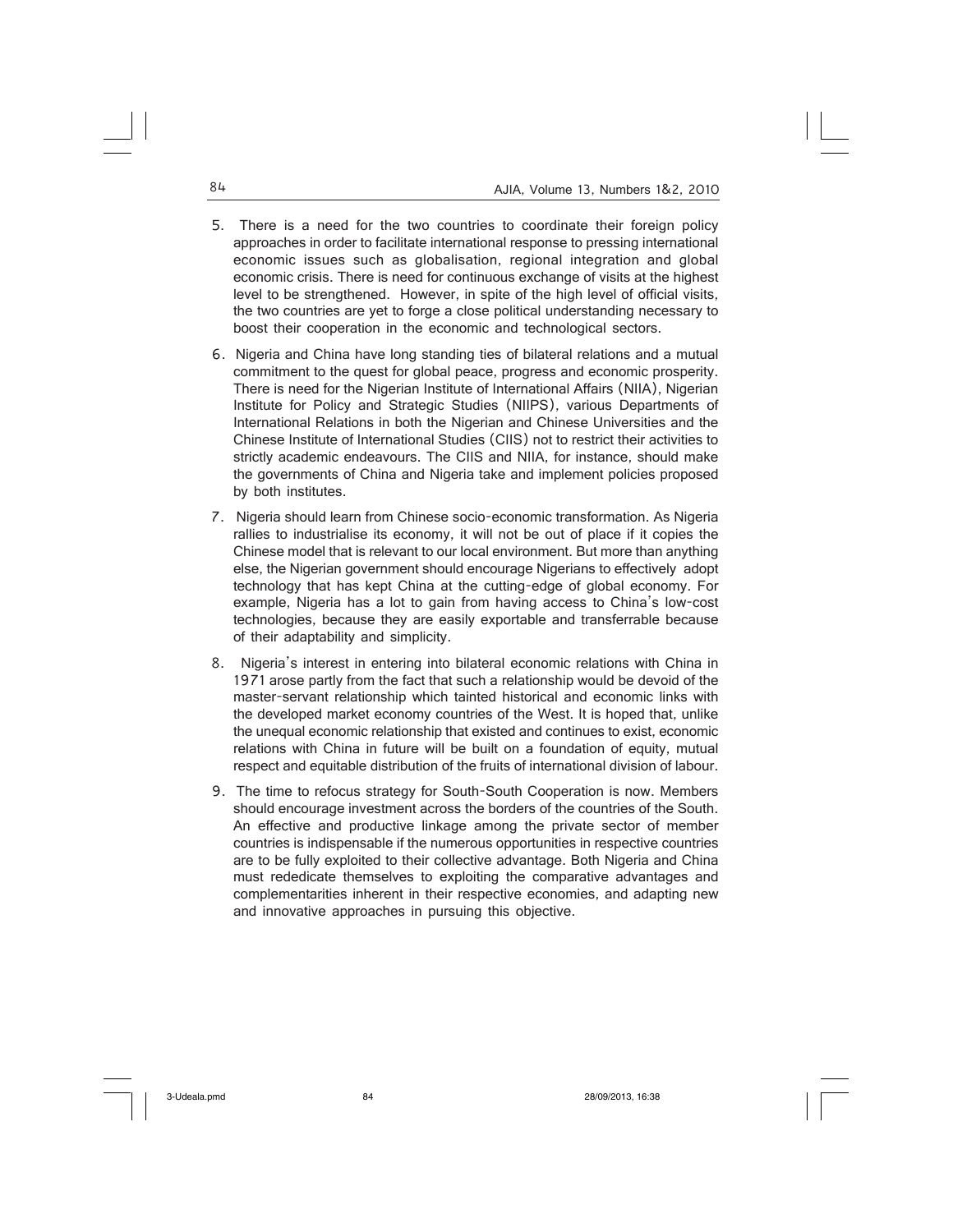5. There is a need for the two countries to coordinate their foreign policy approaches in order to facilitate international response to pressing international economic issues such as globalisation, regional integration and global economic crisis. There is need for continuous exchange of visits at the highest level to be strengthened. However, in spite of the high level of official visits, the two countries are yet to forge a close political understanding necessary to boost their cooperation in the economic and technological sectors.

6. Nigeria and China have long standing ties of bilateral relations and a mutual commitment to the quest for global peace, progress and economic prosperity. There is need for the Nigerian Institute of International Affairs (NIIA), Nigerian Institute for Policy and Strategic Studies (NIIPS), various Departments of International Relations in both the Nigerian and Chinese Universities and the Chinese Institute of International Studies (CIIS) not to restrict their activities to strictly academic endeavours. The CIIS and NIIA, for instance, should make the governments of China and Nigeria take and implement policies proposed by both institutes.

7. Nigeria should learn from Chinese socio-economic transformation. As Nigeria rallies to industrialise its economy, it will not be out of place if it copies the Chinese model that is relevant to our local environment. But more than anything else, the Nigerian government should encourage Nigerians to effectively adopt technology that has kept China at the cutting-edge of global economy. For example, Nigeria has a lot to gain from having access to China's low-cost technologies, because they are easily exportable and transferrable because of their adaptability and simplicity.

8. Nigeria's interest in entering into bilateral economic relations with China in 1971 arose partly from the fact that such a relationship would be devoid of the master-servant relationship which tainted historical and economic links with the developed market economy countries of the West. It is hoped that, unlike the unequal economic relationship that existed and continues to exist, economic relations with China in future will be built on a foundation of equity, mutual respect and equitable distribution of the fruits of international division of labour.

9. The time to refocus strategy for South-South Cooperation is now. Members should encourage investment across the borders of the countries of the South. An effective and productive linkage among the private sector of member countries is indispensable if the numerous opportunities in respective countries are to be fully exploited to their collective advantage. Both Nigeria and China must rededicate themselves to exploiting the comparative advantages and complementarities inherent in their respective economies, and adapting new and innovative approaches in pursuing this objective.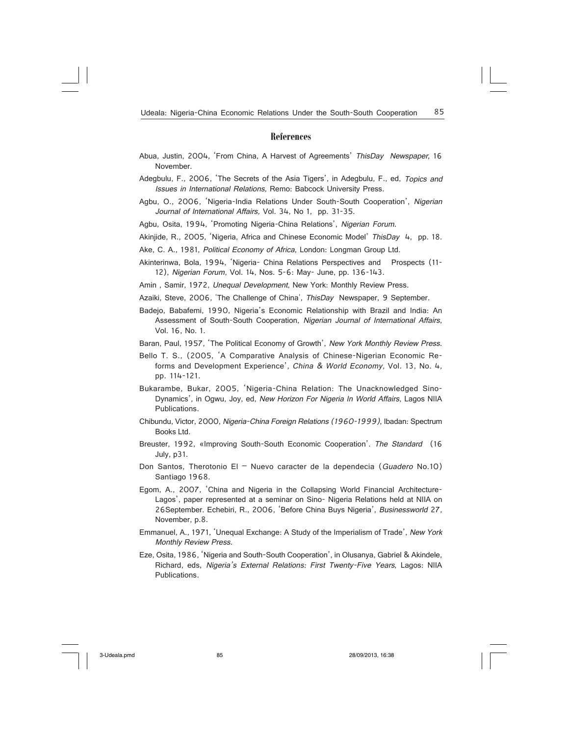## References

Abua, Justin, 2004, 'From China, A Harvest of Agreements' *ThisDay Newspaper*, 16 November.

Adegbulu, F., 2006, 'The Secrets of the Asia Tigers', in Adegbulu, F., ed, *Topics and Issues in International Relations,* Remo: Babcock University Press.

Agbu, O., 2006, 'Nigeria-India Relations Under South-South Cooperation', *Nigerian Journal of International Affairs,* Vol. 34, No 1, pp. 31-35.

Agbu, Osita, 1994, 'Promoting Nigeria-China Relations', *Nigerian Forum.*

Akinjide, R., 2005, 'Nigeria, Africa and Chinese Economic Model' *ThisDay* 4, pp. 18.

Ake, C. A., 1981, *Political Economy of Africa,* London: Longman Group Ltd.

Akinterinwa, Bola, 1994, 'Nigeria- China Relations Perspectives and Prospects (11-12), *Nigerian Forum*, Vol. 14, Nos. 5-6: May- June, pp. 136-143.

Amin , Samir, 1972, *Unequal Development,* New York: Monthly Review Press.

Azaiki, Steve, 2006, 'The Challenge of China', *ThisDay* Newspaper, 9 September.

Badejo, Babafemi, 1990, Nigeria's Economic Relationship with Brazil and India: An Assessment of South-South Cooperation, *Nigerian Journal of International Affairs*, Vol. 16, No. 1.

Baran, Paul, 1957, 'The Political Economy of Growth', *New York Monthly Review Press.*

Bello T. S., (2005, 'A Comparative Analysis of Chinese-Nigerian Economic Reforms and Development Experience', *China & World Economy,* Vol. 13, No. 4, pp. 114-121.

Bukarambe, Bukar, 2005, 'Nigeria-China Relation: The Unacknowledged Sino-Dynamics', in Ogwu, Joy, ed, *New Horizon For Nigeria In World Affairs*, Lagos NIIA Publications.

Chibundu, Victor, 2000, *Nigeria-China Foreign Relations (1960-1999),* Ibadan: Spectrum Books Ltd.

Breuster, 1992, «Improving South-South Economic Cooperation'. *The Standard* (16 July, p31.

Don Santos, Therotonio El – Nuevo caracter de la dependecia (*Guadero* No.10) Santiago 1968.

Egom, A., 2007, 'China and Nigeria in the Collapsing World Financial Architecture-Lagos', paper represented at a seminar on Sino- Nigeria Relations held at NIIA on 26September. Echebiri, R., 2006, 'Before China Buys Nigeria', *Businessworld* 27, November, p.8.

Emmanuel, A., 1971, 'Unequal Exchange: A Study of the Imperialism of Trade', *New York Monthly Review Press.*

Eze, Osita, 1986, 'Nigeria and South-South Cooperation', in Olusanya, Gabriel & Akindele, Richard, eds, *Nigeria's External Relations: First Twenty-Five Years*, Lagos: NIIA Publications.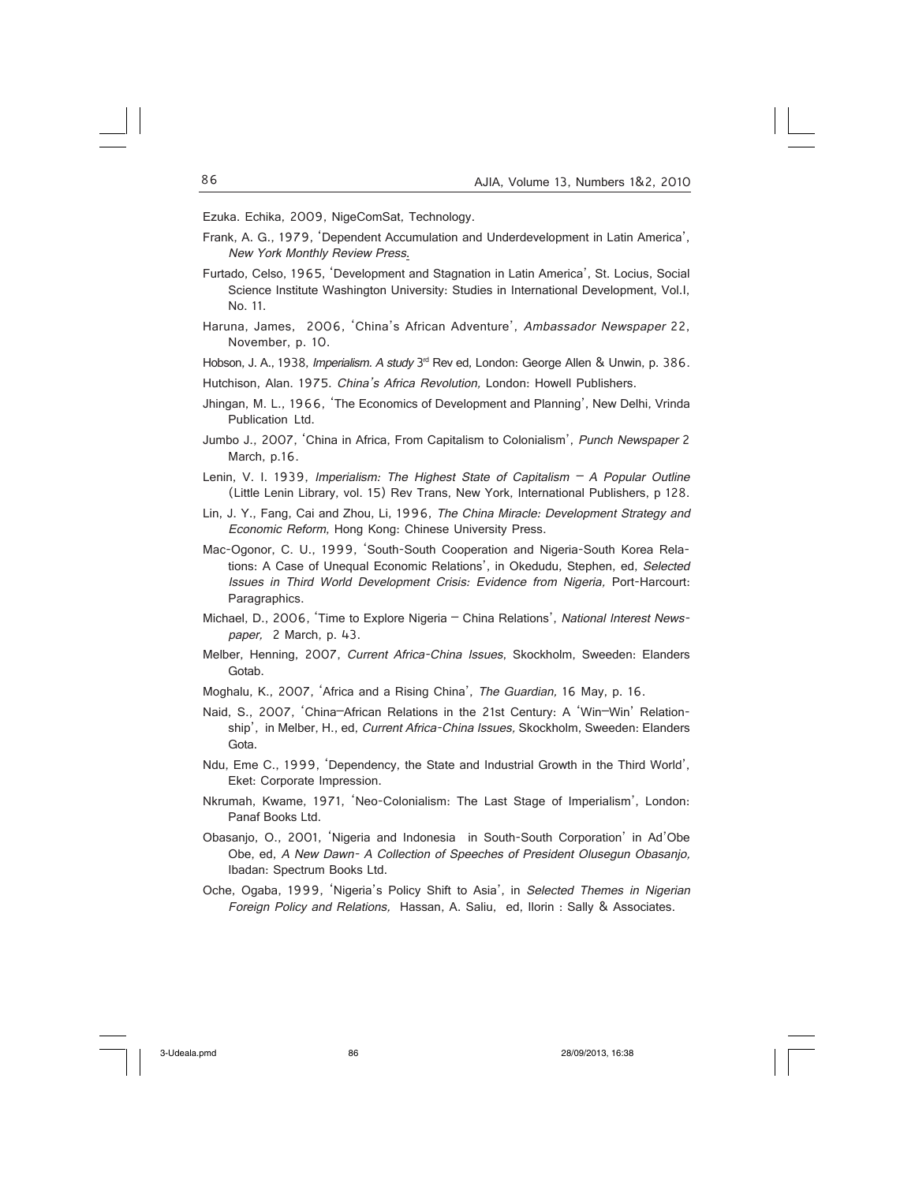Ezuka. Echika, 2009, NigeComSat, Technology.

Frank, A. G., 1979, 'Dependent Accumulation and Underdevelopment in Latin America', *New York Monthly Review Press*.

Furtado, Celso, 1965, 'Development and Stagnation in Latin America', St. Locius, Social Science Institute Washington University: Studies in International Development, Vol.I, No. 11.

Haruna, James, 2006, 'China's African Adventure', *Ambassador Newspaper* 22, November, p. 10.

Hobson, J. A., 1938, *Imperialism. A study* 3rd Rev ed, London: George Allen & Unwin, p. 386.

Hutchison, Alan. 1975. *China's Africa Revolution,* London: Howell Publishers.

Jhingan, M. L., 1966, 'The Economics of Development and Planning', New Delhi, Vrinda Publication Ltd.

Jumbo J., 2007, 'China in Africa, From Capitalism to Colonialism', *Punch Newspaper* 2 March, p.16.

Lenin, V. I. 1939, *Imperialism: The Highest State of Capitalism – A Popular Outline* (Little Lenin Library, vol. 15) Rev Trans, New York, International Publishers, p 128.

Lin, J. Y., Fang, Cai and Zhou, Li, 1996, *The China Miracle: Development Strategy and Economic Reform*, Hong Kong: Chinese University Press.

Mac-Ogonor, C. U., 1999, 'South-South Cooperation and Nigeria-South Korea Relations: A Case of Unequal Economic Relations', in Okedudu, Stephen, ed, *Selected Issues in Third World Development Crisis: Evidence from Nigeria,* Port-Harcourt: Paragraphics.

Michael, D., 2006, 'Time to Explore Nigeria – China Relations', *National Interest Newspaper,* 2 March, p. 43.

Melber, Henning, 2007, *Current Africa-China Issues,* Skockholm, Sweeden: Elanders Gotab.

Moghalu, K., 2007, 'Africa and a Rising China', *The Guardian,* 16 May, p. 16.

Naid, S., 2007, 'China–African Relations in the 21st Century: A 'Win–Win' Relationship', in Melber, H., ed, *Current Africa-China Issues,* Skockholm, Sweeden: Elanders Gota.

Ndu, Eme C., 1999, 'Dependency, the State and Industrial Growth in the Third World', Eket: Corporate Impression.

Nkrumah, Kwame, 1971, 'Neo-Colonialism: The Last Stage of Imperialism', London: Panaf Books Ltd.

Obasanjo, O., 2001, 'Nigeria and Indonesia in South-South Corporation' in Ad'Obe Obe, ed, *A New Dawn- A Collection of Speeches of President Olusegun Obasanjo,* Ibadan: Spectrum Books Ltd.

Oche, Ogaba, 1999, 'Nigeria's Policy Shift to Asia', in *Selected Themes in Nigerian Foreign Policy and Relations,* Hassan, A. Saliu, ed, Ilorin : Sally & Associates.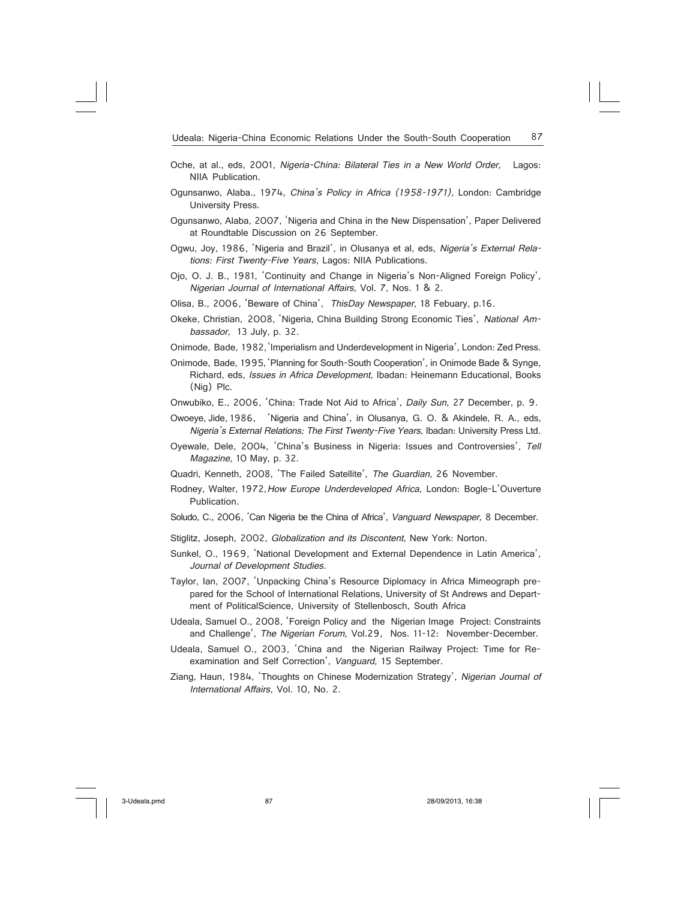Oche, at al., eds, 2001, *Nigeria-China: Bilateral Ties in a New World Order,* Lagos: NIIA Publication.

Ogunsanwo, Alaba., 1974, *China's Policy in Africa (1958-1971),* London: Cambridge University Press.

Ogunsanwo, Alaba, 2007, 'Nigeria and China in the New Dispensation', Paper Delivered at Roundtable Discussion on 26 September.

Ogwu, Joy, 1986, 'Nigeria and Brazil', in Olusanya et al, eds, *Nigeria's External Relations: First Twenty-Five Years*, Lagos: NIIA Publications.

Ojo, O. J. B., 1981, 'Continuity and Change in Nigeria's Non-Aligned Foreign Policy', *Nigerian Journal of International Affairs*, Vol. 7, Nos. 1 & 2.

Olisa, B., 2006, 'Beware of China', *ThisDay Newspaper,* 18 Febuary, p.16.

Okeke, Christian, 2008, 'Nigeria, China Building Strong Economic Ties', *National Ambassador,* 13 July, p. 32.

Onimode, Bade, 1982, 'Imperialism and Underdevelopment in Nigeria', London: Zed Press.

Onimode, Bade, 1995, 'Planning for South-South Cooperation', in Onimode Bade & Synge, Richard, eds, *Issues in Africa Development*, Ibadan: Heinemann Educational, Books (Nig) Plc.

Onwubiko, E., 2006, 'China: Trade Not Aid to Africa', *Daily Sun*, 27 December, p. 9.

Owoeye, Jide, 1986, 'Nigeria and China', in Olusanya, G. O. & Akindele, R. A., eds, *Nigeria's External Relations; The First Twenty-Five Years,* Ibadan: University Press Ltd.

Oyewale, Dele, 2004, 'China's Business in Nigeria: Issues and Controversies', *Tell Magazine,* 10 May, p. 32.

Quadri, Kenneth, 2008, 'The Failed Satellite', *The Guardian,* 26 November.

Rodney, Walter, 1972, *How Europe Underdeveloped Africa*, London: Bogle-L'Ouverture Publication.

Soludo, C., 2006, 'Can Nigeria be the China of Africa', *Vanguard Newspaper,* 8 December.

Stiglitz, Joseph, 2002, *Globalization and its Discontent,* New York: Norton.

Sunkel, O., 1969, 'National Development and External Dependence in Latin America', *Journal of Development Studies.*

Taylor, Ian, 2007, 'Unpacking China's Resource Diplomacy in Africa Mimeograph prepared for the School of International Relations, University of St Andrews and Department of PoliticalScience, University of Stellenbosch, South Africa

Udeala, Samuel O., 2008, 'Foreign Policy and the Nigerian Image Project: Constraints and Challenge', *The Nigerian Forum,* Vol.29, Nos. 11-12: November-December.

Udeala, Samuel O., 2003, 'China and the Nigerian Railway Project: Time for Re-examination and Self Correction', *Vanguard*, 15 September.

Ziang, Haun, 1984, 'Thoughts on Chinese Modernization Strategy', *Nigerian Journal of International Affairs,* Vol. 10, No. 2.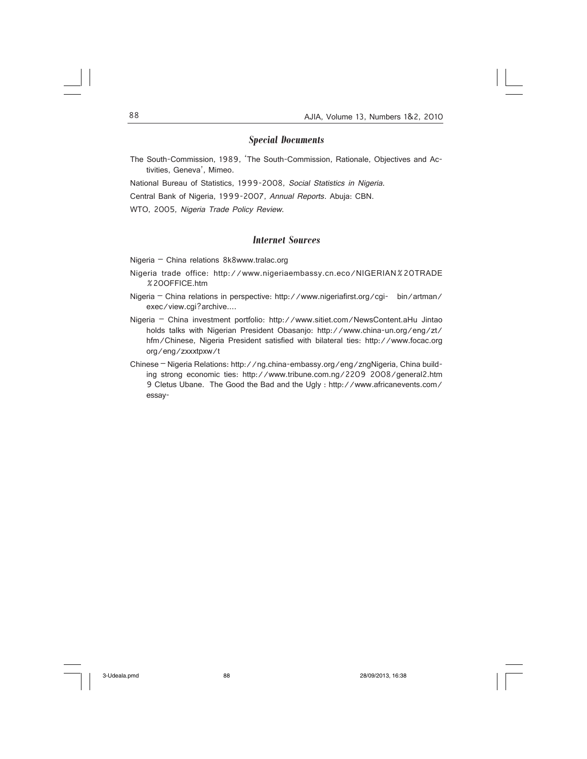### *Special Documents*

The South-Commission, 1989, 'The South-Commission, Rationale, Objectives and Activities, Geneva', Mimeo.

National Bureau of Statistics, 1999-2008, *Social Statistics in Nigeria*.

Central Bank of Nigeria, 1999-2007, *Annual Reports*. Abuja: CBN.

WTO, 2005, *Nigeria Trade Policy Review*.

### *Internet Sources*

Nigeria – China relations 8k8www.tralac.org

Nigeria trade office: http://www.nigeriaembassy.cn.eco/NIGERIAN%20TRADE%20OFFICE.htm

Nigeria – China relations in perspective: http://www.nigeriafirst.org/cgi- bin/artman/exec/view.cgi?archive....

Nigeria – China investment portfolio: http://www.sitiet.com/NewsContent.aHu Jintao holds talks with Nigerian President Obasanjo: http://www.china-un.org/eng/zt/hfm/Chinese, Nigeria President satisfied with bilateral ties: http://www.focac.org org/eng/zxxxtpxw/t

Chinese – Nigeria Relations: http://ng.china-embassy.org/eng/zngNigeria, China building strong economic ties: http://www.tribune.com.ng/2209 2008/general2.htm 9 Cletus Ubane. The Good the Bad and the Ugly : http://www.africanevents.com/essay-